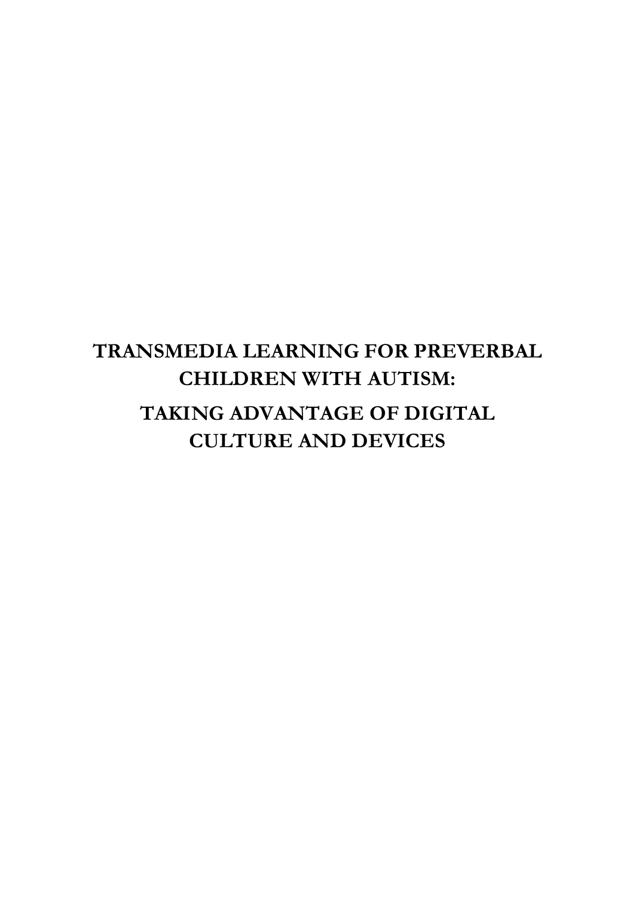# TRANSMEDIA LEARNING FOR PREVERBAL CHILDREN WITH AUTISM:

## TAKING ADVANTAGE OF DIGITAL CULTURE AND DEVICES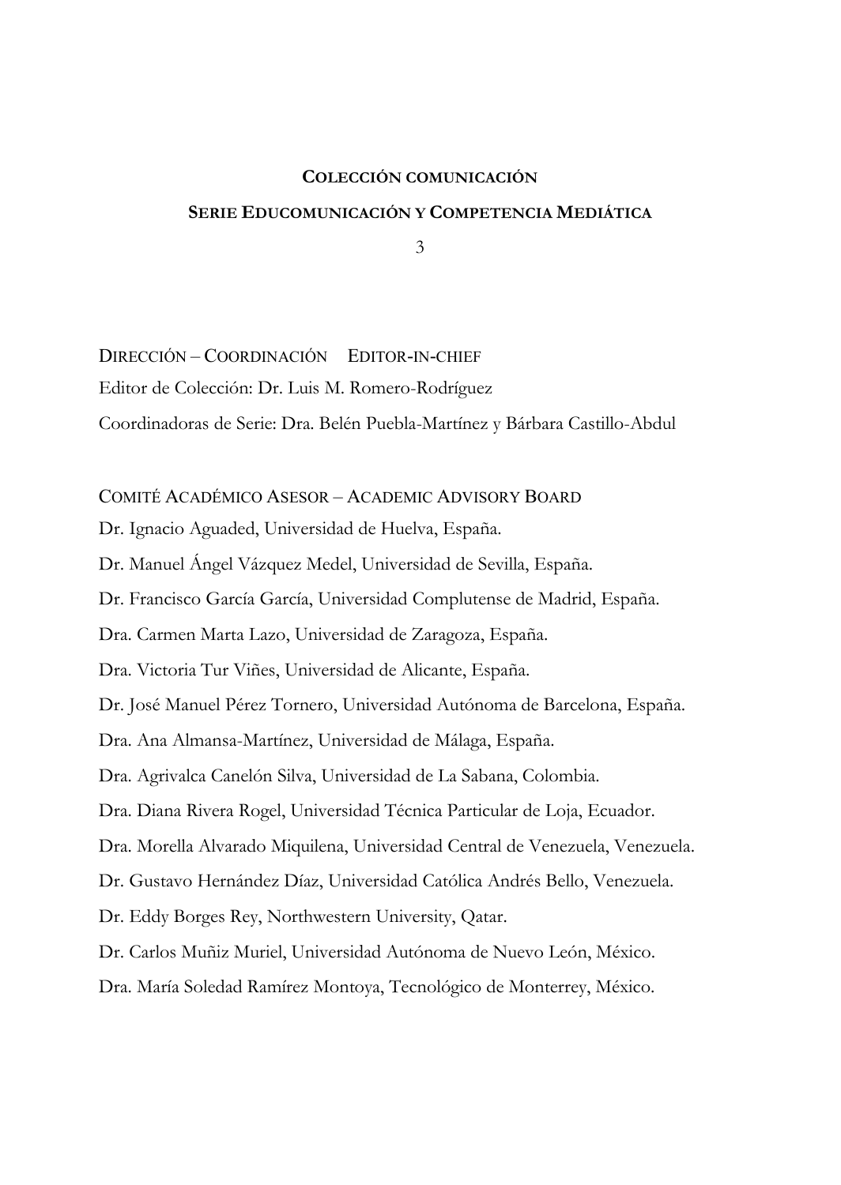**COLECCIÓN COMUNICACIÓN**

**SERIE EDUCOMUNICACIÓN Y COMPETENCIA MEDIÁTICA**

3

DIRECCIÓN – COORDINACIÓN EDITOR-IN-CHIEF

Editor de Colección: Dr. Luis M. Romero-Rodríguez

Coordinadoras de Serie: Dra. Belén Puebla-Martínez y Bárbara Castillo-Abdul

COMITÉ ACADÉMICO ASESOR – ACADEMIC ADVISORY BOARD

Dr. Ignacio Aguaded, Universidad de Huelva, España.

Dr. Manuel Ángel Vázquez Medel, Universidad de Sevilla, España.

Dr. Francisco García García, Universidad Complutense de Madrid, España.

Dra. Carmen Marta Lazo, Universidad de Zaragoza, España.

Dra. Victoria Tur Viñes, Universidad de Alicante, España.

Dr. José Manuel Pérez Tornero, Universidad Autónoma de Barcelona, España.

Dra. Ana Almansa-Martínez, Universidad de Málaga, España.

Dra. Agrivalca Canelón Silva, Universidad de La Sabana, Colombia.

Dra. Diana Rivera Rogel, Universidad Técnica Particular de Loja, Ecuador.

Dra. Morella Alvarado Miquilena, Universidad Central de Venezuela, Venezuela.

Dr. Gustavo Hernández Díaz, Universidad Católica Andrés Bello, Venezuela.

Dr. Eddy Borges Rey, Northwestern University, Qatar.

Dr. Carlos Muñiz Muriel, Universidad Autónoma de Nuevo León, México.

Dra. María Soledad Ramírez Montoya, Tecnológico de Monterrey, México.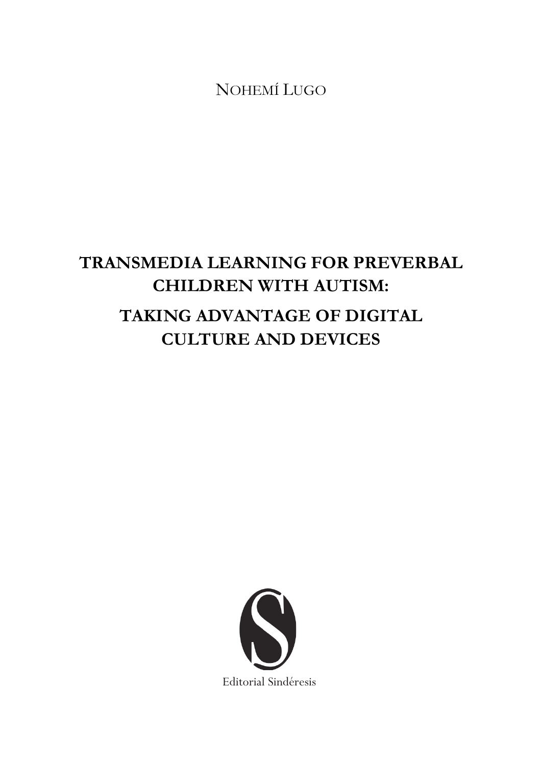NOHEMÍ LUGO

# TRANSMEDIA LEARNING FOR PREVERBAL CHILDREN WITH AUTISM:

# TAKING ADVANTAGE OF DIGITAL CULTURE AND DEVICES

Editorial Sindéresis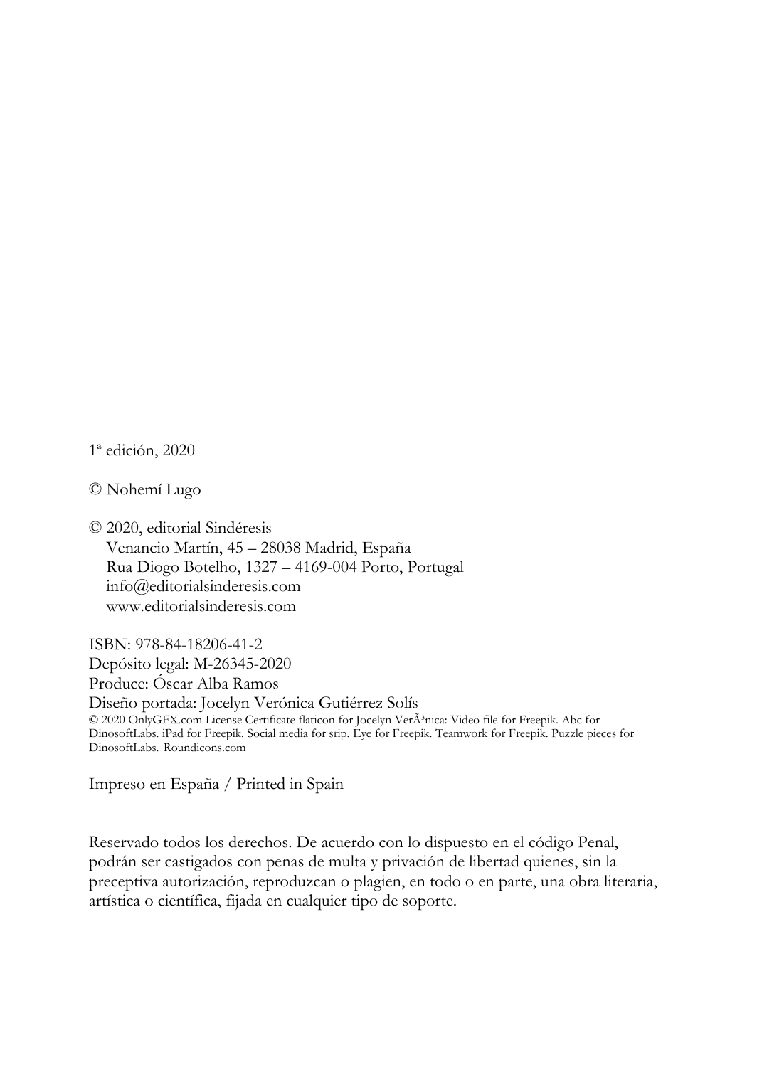1ª edición, 2020

© Nohemí Lugo

© 2020, editorial Sindéresis  
Venancio Martín, 45 – 28038 Madrid, España  
Rua Diogo Botelho, 1327 – 4169-004 Porto, Portugal  
info@editorialsinderesis.com  
www.editorialsinderesis.com

ISBN: 978-84-18206-41-2  
Depósito legal: M-26345-2020  
Produce: Óscar Alba Ramos  
Diseño portada: Jocelyn Verónica Gutiérrez Solís  
© 2020 OnlyGFX.com License Certificate flaticon for Jocelyn VerÃ³nica: Video file for Freepik. Abc for DinosoftLabs. iPad for Freepik. Social media for srip. Eye for Freepik. Teamwork for Freepik. Puzzle pieces for DinosoftLabs. Roundicons.com

Impreso en España / Printed in Spain

Reservado todos los derechos. De acuerdo con lo dispuesto en el código Penal, podrán ser castigados con penas de multa y privación de libertad quienes, sin la preceptiva autorización, reproduzcan o plagien, en todo o en parte, una obra literaria, artística o científica, fijada en cualquier tipo de soporte.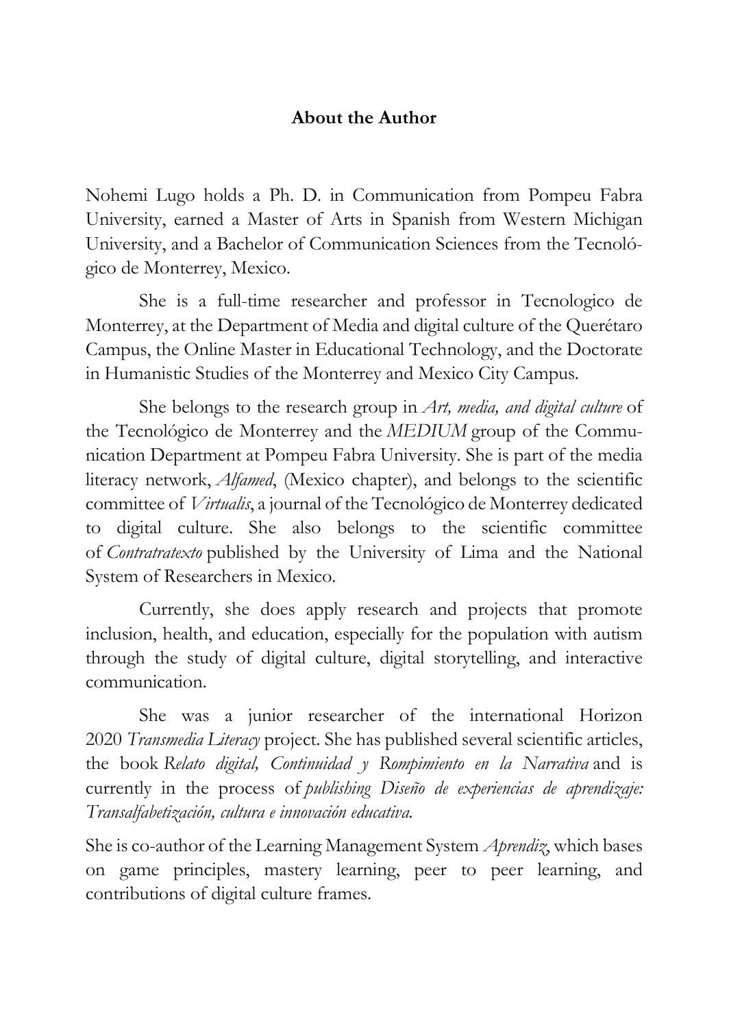## About the Author

Nohemi Lugo holds a Ph. D. in Communication from Pompeu Fabra University, earned a Master of Arts in Spanish from Western Michigan University, and a Bachelor of Communication Sciences from the Tecnológico de Monterrey, Mexico.

She is a full-time researcher and professor in Tecnologico de Monterrey, at the Department of Media and digital culture of the Querétaro Campus, the Online Master in Educational Technology, and the Doctorate in Humanistic Studies of the Monterrey and Mexico City Campus.

She belongs to the research group in *Art, media, and digital culture* of the Tecnológico de Monterrey and the *MEDIUM* group of the Communication Department at Pompeu Fabra University. She is part of the media literacy network, *Alfamed*, (Mexico chapter), and belongs to the scientific committee of *Virtualis*, a journal of the Tecnológico de Monterrey dedicated to digital culture. She also belongs to the scientific committee of *Contratratexto* published by the University of Lima and the National System of Researchers in Mexico.

Currently, she does apply research and projects that promote inclusion, health, and education, especially for the population with autism through the study of digital culture, digital storytelling, and interactive communication.

She was a junior researcher of the international Horizon 2020 *Transmedia Literacy* project. She has published several scientific articles, the book *Relato digital, Continuidad y Rompimiento en la Narrativa* and is currently in the process of *publishing Diseño de experiencias de aprendizaje: Transalfabetización, cultura e innovación educativa.*

She is co-author of the Learning Management System *Aprendiz*, which bases on game principles, mastery learning, peer to peer learning, and contributions of digital culture frames.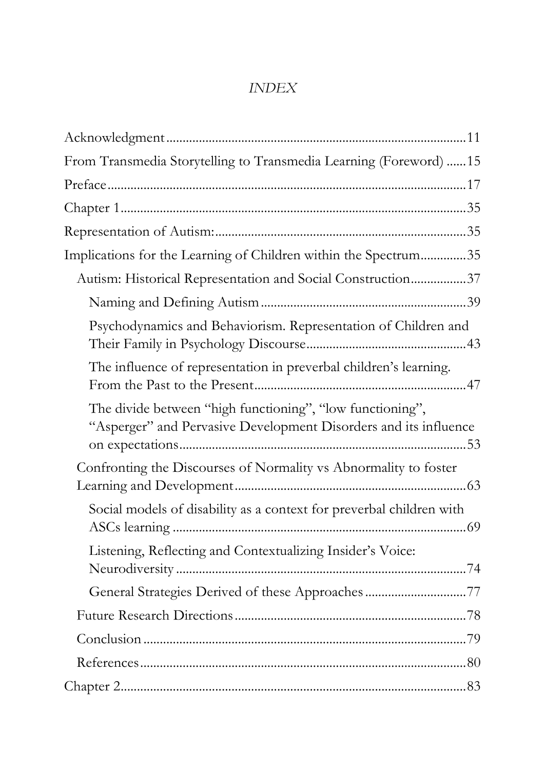*INDEX*

Acknowledgment ..... 11

From Transmedia Storytelling to Transmedia Learning (Foreword) ..... 15

Preface ..... 17

Chapter 1 ..... 35

Representation of Autism: ..... 35

Implications for the Learning of Children within the Spectrum ..... 35

- Autism: Historical Representation and Social Construction ..... 37
  - Naming and Defining Autism ..... 39
  - Psychodynamics and Behaviorism. Representation of Children and Their Family in Psychology Discourse ..... 43
  - The influence of representation in preverbal children's learning. From the Past to the Present ..... 47
  - The divide between "high functioning", "low functioning", "Asperger" and Pervasive Development Disorders and its influence on expectations ..... 53
- Confronting the Discourses of Normality vs Abnormality to foster Learning and Development ..... 63
  - Social models of disability as a context for preverbal children with ASCs learning ..... 69
  - Listening, Reflecting and Contextualizing Insider's Voice: Neurodiversity ..... 74
  - General Strategies Derived of these Approaches ..... 77
- Future Research Directions ..... 78
- Conclusion ..... 79
- References ..... 80

Chapter 2 ..... 83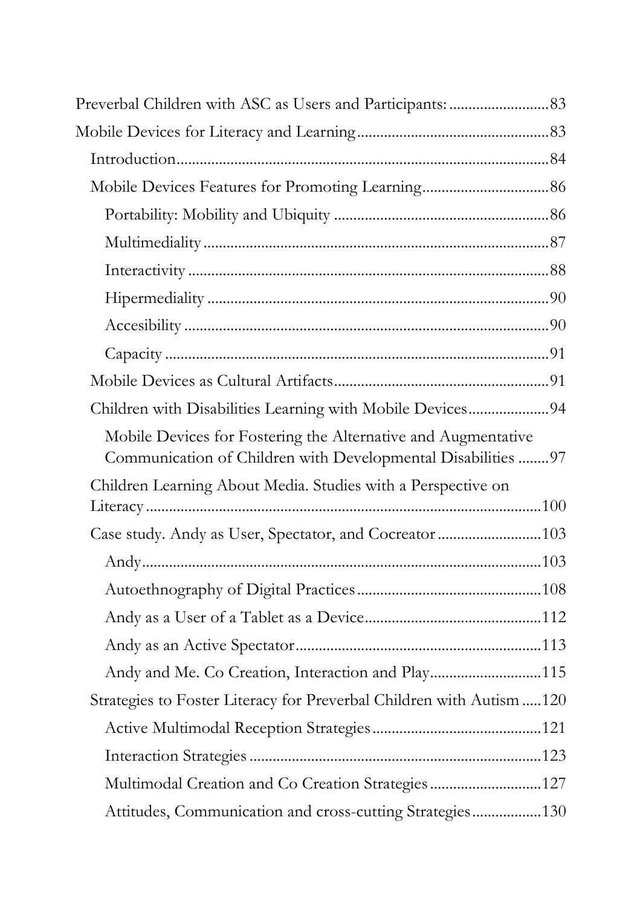Preverbal Children with ASC as Users and Participants: ......................... 83

Mobile Devices for Literacy and Learning ................................................. 83

- Introduction ................................................................................ 84
- Mobile Devices Features for Promoting Learning ................................ 86
  - Portability: Mobility and Ubiquity ....................................................... 86
  - Multimediality ....................................................................................... 87
  - Interactivity ........................................................................................... 88
  - Hipermediality ...................................................................................... 90
  - Accesibility ............................................................................................ 90
  - Capacity ................................................................................................. 91
- Mobile Devices as Cultural Artifacts ....................................................... 91
- Children with Disabilities Learning with Mobile Devices ..................... 94
  - Mobile Devices for Fostering the Alternative and Augmentative Communication of Children with Developmental Disabilities ........ 97
- Children Learning About Media. Studies with a Perspective on Literacy ..................................................................................................... 100
- Case study. Andy as User, Spectator, and Cocreator .......................... 103
  - Andy ...................................................................................................... 103
  - Autoethnography of Digital Practices ............................................... 108
  - Andy as a User of a Tablet as a Device ............................................. 112
  - Andy as an Active Spectator ............................................................... 113
  - Andy and Me. Co Creation, Interaction and Play ............................ 115
- Strategies to Foster Literacy for Preverbal Children with Autism ..... 120
  - Active Multimodal Reception Strategies ........................................... 121
  - Interaction Strategies ........................................................................... 123
  - Multimodal Creation and Co Creation Strategies ............................ 127
  - Attitudes, Communication and cross-cutting Strategies ................. 130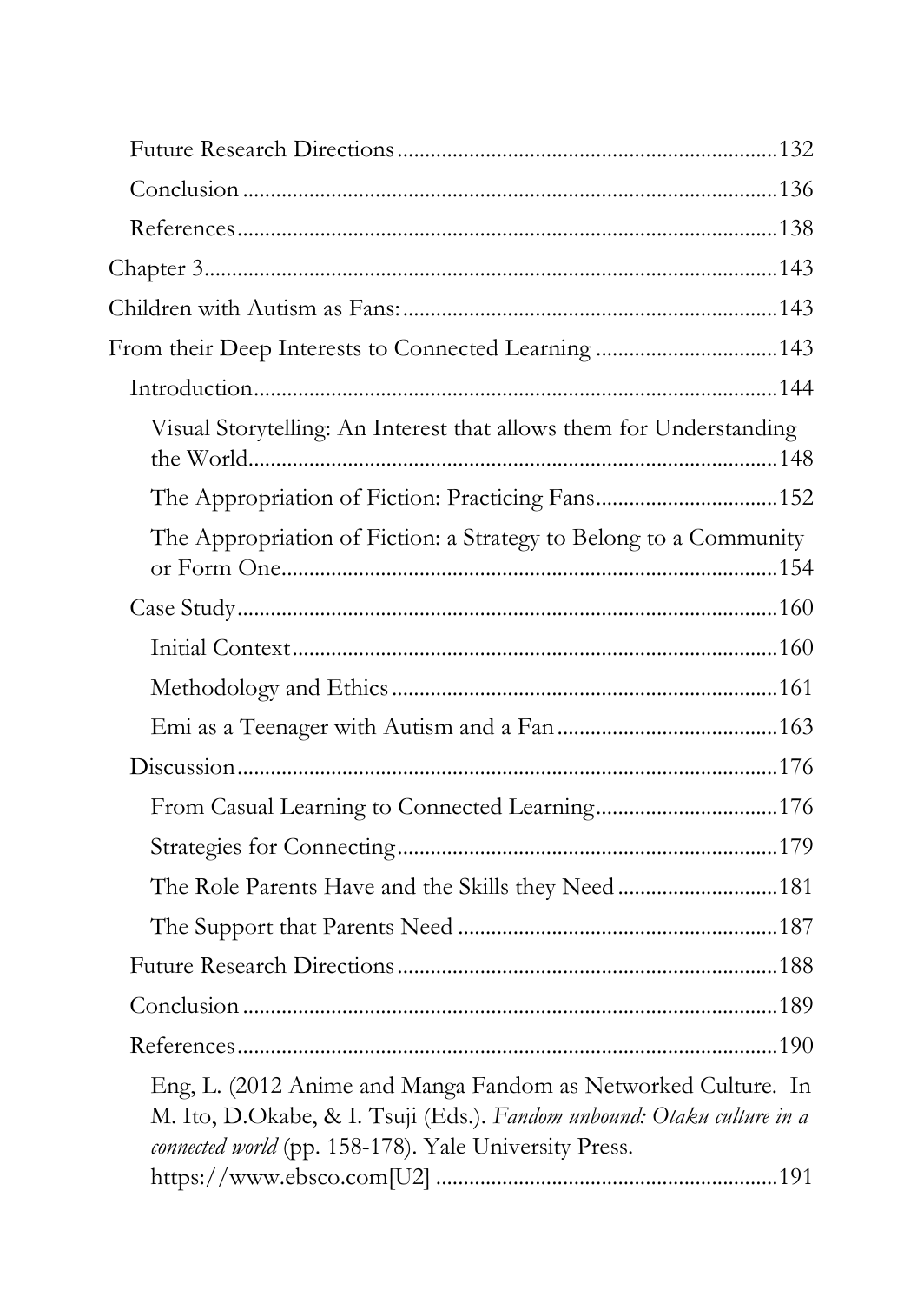Future Research Directions ........................................................ 132

Conclusion ........................................................................... 136

References ............................................................................ 138

Chapter 3 ................................................................................. 143

Children with Autism as Fans: ................................................... 143

From their Deep Interests to Connected Learning ........................... 143

Introduction ........................................................................... 144

Visual Storytelling: An Interest that allows them for Understanding the World ........................................................................... 148

The Appropriation of Fiction: Practicing Fans ............................... 152

The Appropriation of Fiction: a Strategy to Belong to a Community or Form One ........................................................................... 154

Case Study ............................................................................. 160

Initial Context ........................................................................ 160

Methodology and Ethics .......................................................... 161

Emi as a Teenager with Autism and a Fan .................................... 163

Discussion ............................................................................. 176

From Casual Learning to Connected Learning ............................... 176

Strategies for Connecting ......................................................... 179

The Role Parents Have and the Skills they Need ........................... 181

The Support that Parents Need .................................................. 187

Future Research Directions ....................................................... 188

Conclusion ........................................................................... 189

References ............................................................................ 190

Eng, L. (2012 Anime and Manga Fandom as Networked Culture. In M. Ito, D.Okabe, & I. Tsuji (Eds.). *Fandom unbound: Otaku culture in a connected world* (pp. 158-178). Yale University Press. https://www.ebsco.com[U2] ............................................................ 191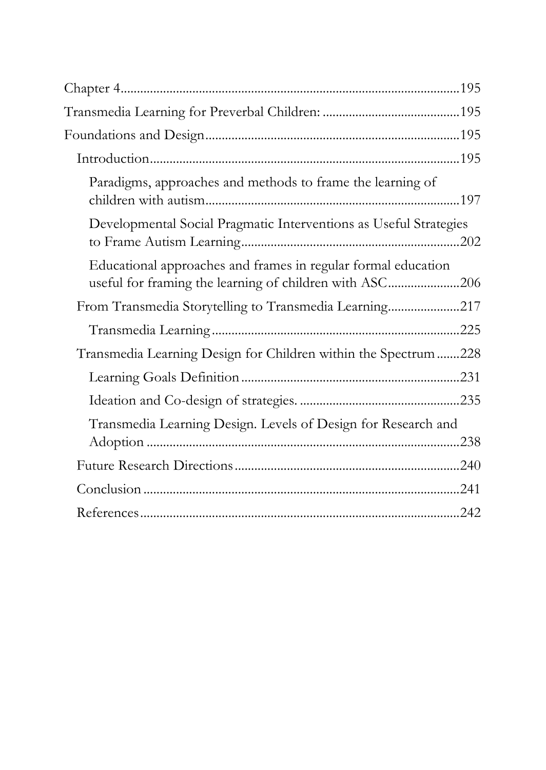Chapter 4 ......................................................................................195

Transmedia Learning for Preverbal Children: ........................................195

Foundations and Design ..........................................................................195

- Introduction ..........................................................................................195
  - Paradigms, approaches and methods to frame the learning of children with autism ..........................................................................197
  - Developmental Social Pragmatic Interventions as Useful Strategies to Frame Autism Learning ................................................................202
  - Educational approaches and frames in regular formal education useful for framing the learning of children with ASC ...................206
- From Transmedia Storytelling to Transmedia Learning ....................217
  - Transmedia Learning ........................................................................225
- Transmedia Learning Design for Children within the Spectrum .......228
  - Learning Goals Definition ................................................................231
  - Ideation and Co-design of strategies. ..............................................235
  - Transmedia Learning Design. Levels of Design for Research and Adoption ............................................................................................238
- Future Research Directions ..................................................................240
- Conclusion .............................................................................................241
- References ..............................................................................................242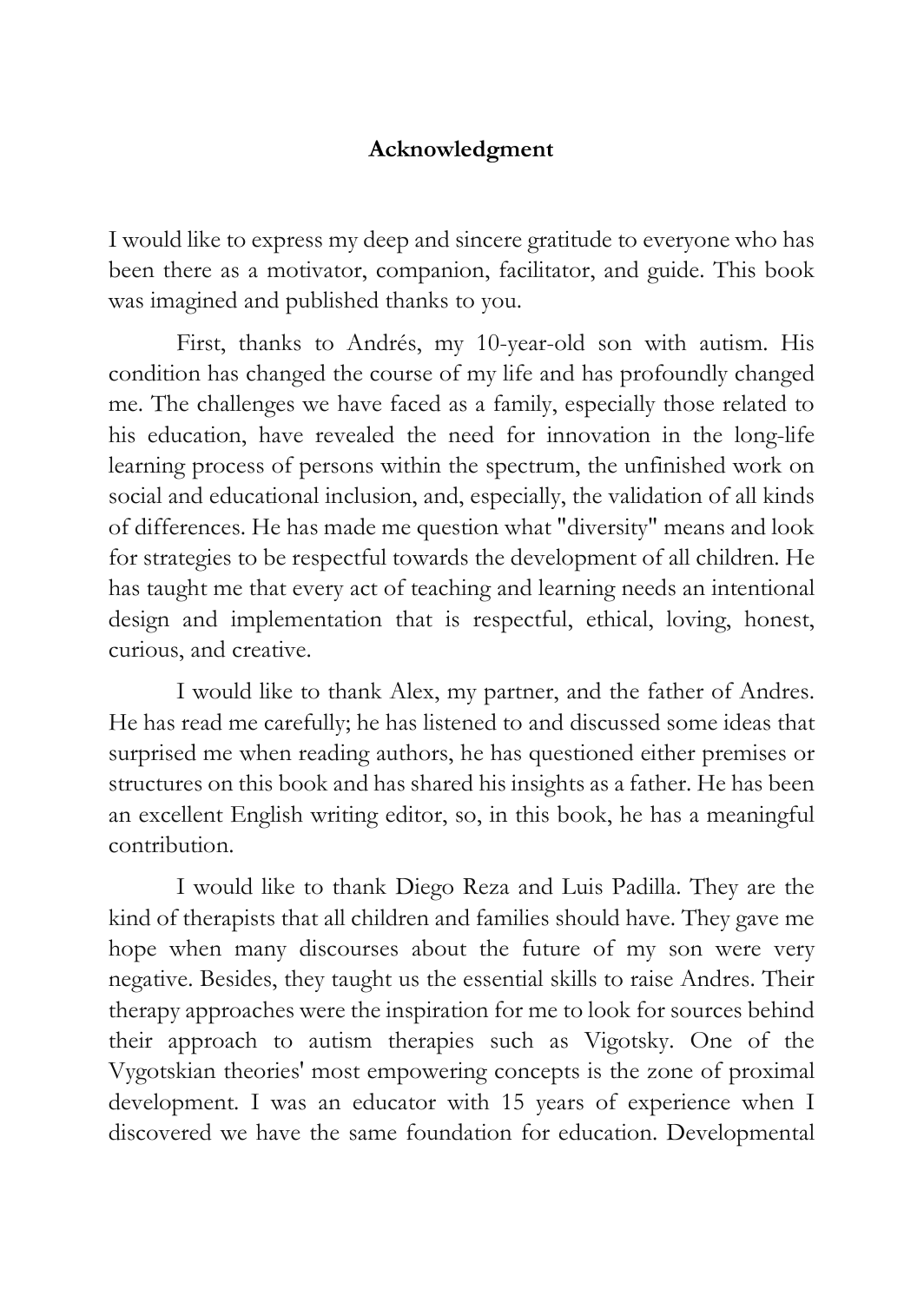# Acknowledgment

I would like to express my deep and sincere gratitude to everyone who has been there as a motivator, companion, facilitator, and guide. This book was imagined and published thanks to you.

First, thanks to Andrés, my 10-year-old son with autism. His condition has changed the course of my life and has profoundly changed me. The challenges we have faced as a family, especially those related to his education, have revealed the need for innovation in the long-life learning process of persons within the spectrum, the unfinished work on social and educational inclusion, and, especially, the validation of all kinds of differences. He has made me question what "diversity" means and look for strategies to be respectful towards the development of all children. He has taught me that every act of teaching and learning needs an intentional design and implementation that is respectful, ethical, loving, honest, curious, and creative.

I would like to thank Alex, my partner, and the father of Andres. He has read me carefully; he has listened to and discussed some ideas that surprised me when reading authors, he has questioned either premises or structures on this book and has shared his insights as a father. He has been an excellent English writing editor, so, in this book, he has a meaningful contribution.

I would like to thank Diego Reza and Luis Padilla. They are the kind of therapists that all children and families should have. They gave me hope when many discourses about the future of my son were very negative. Besides, they taught us the essential skills to raise Andres. Their therapy approaches were the inspiration for me to look for sources behind their approach to autism therapies such as Vigotsky. One of the Vygotskian theories' most empowering concepts is the zone of proximal development. I was an educator with 15 years of experience when I discovered we have the same foundation for education. Developmental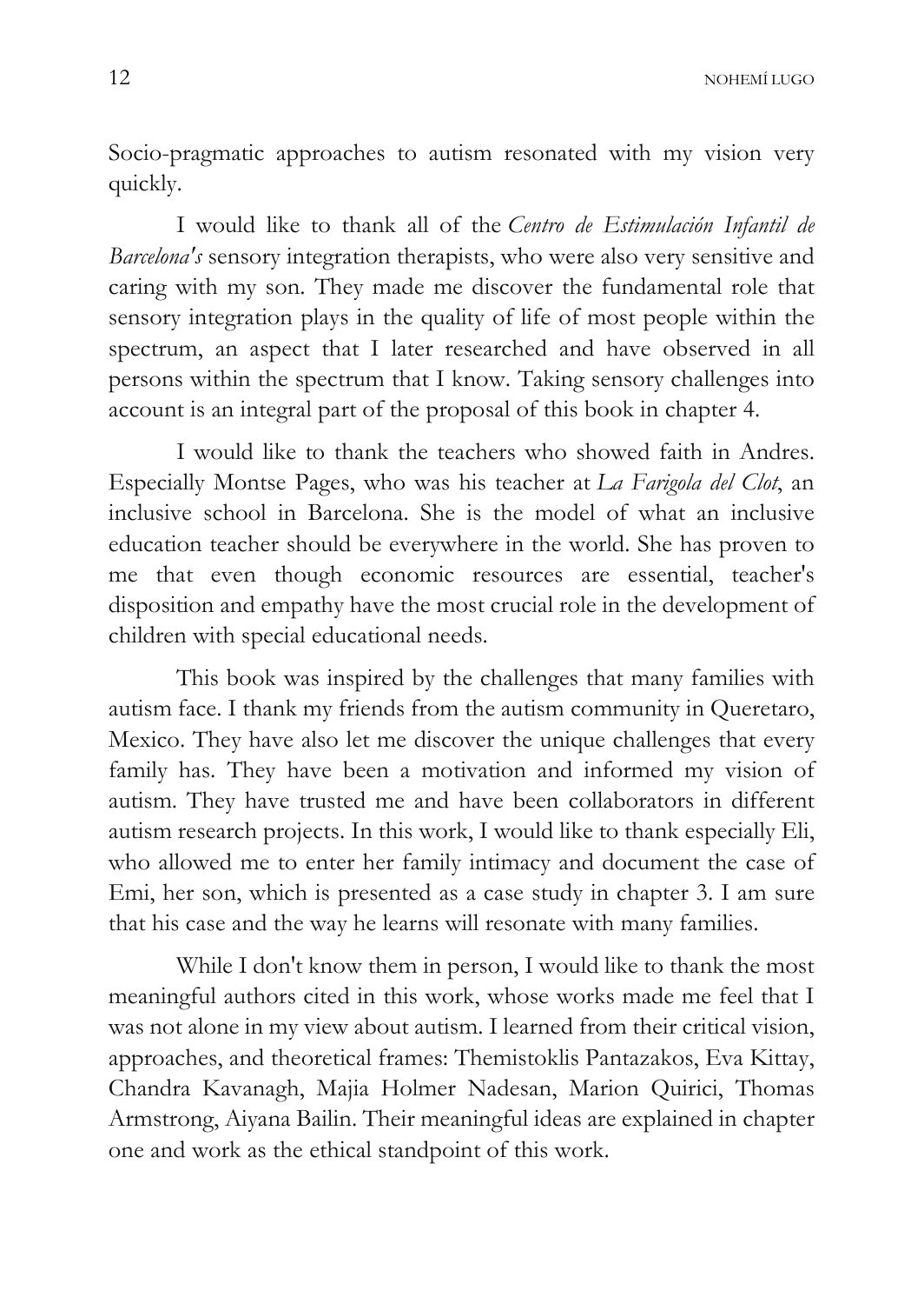Socio-pragmatic approaches to autism resonated with my vision very quickly.

I would like to thank all of the *Centro de Estimulación Infantil de Barcelona's* sensory integration therapists, who were also very sensitive and caring with my son. They made me discover the fundamental role that sensory integration plays in the quality of life of most people within the spectrum, an aspect that I later researched and have observed in all persons within the spectrum that I know. Taking sensory challenges into account is an integral part of the proposal of this book in chapter 4.

I would like to thank the teachers who showed faith in Andres. Especially Montse Pages, who was his teacher at *La Farigola del Clot*, an inclusive school in Barcelona. She is the model of what an inclusive education teacher should be everywhere in the world. She has proven to me that even though economic resources are essential, teacher's disposition and empathy have the most crucial role in the development of children with special educational needs.

This book was inspired by the challenges that many families with autism face. I thank my friends from the autism community in Queretaro, Mexico. They have also let me discover the unique challenges that every family has. They have been a motivation and informed my vision of autism. They have trusted me and have been collaborators in different autism research projects. In this work, I would like to thank especially Eli, who allowed me to enter her family intimacy and document the case of Emi, her son, which is presented as a case study in chapter 3. I am sure that his case and the way he learns will resonate with many families.

While I don't know them in person, I would like to thank the most meaningful authors cited in this work, whose works made me feel that I was not alone in my view about autism. I learned from their critical vision, approaches, and theoretical frames: Themistoklis Pantazakos, Eva Kittay, Chandra Kavanagh, Majia Holmer Nadesan, Marion Quirici, Thomas Armstrong, Aiyana Bailin. Their meaningful ideas are explained in chapter one and work as the ethical standpoint of this work.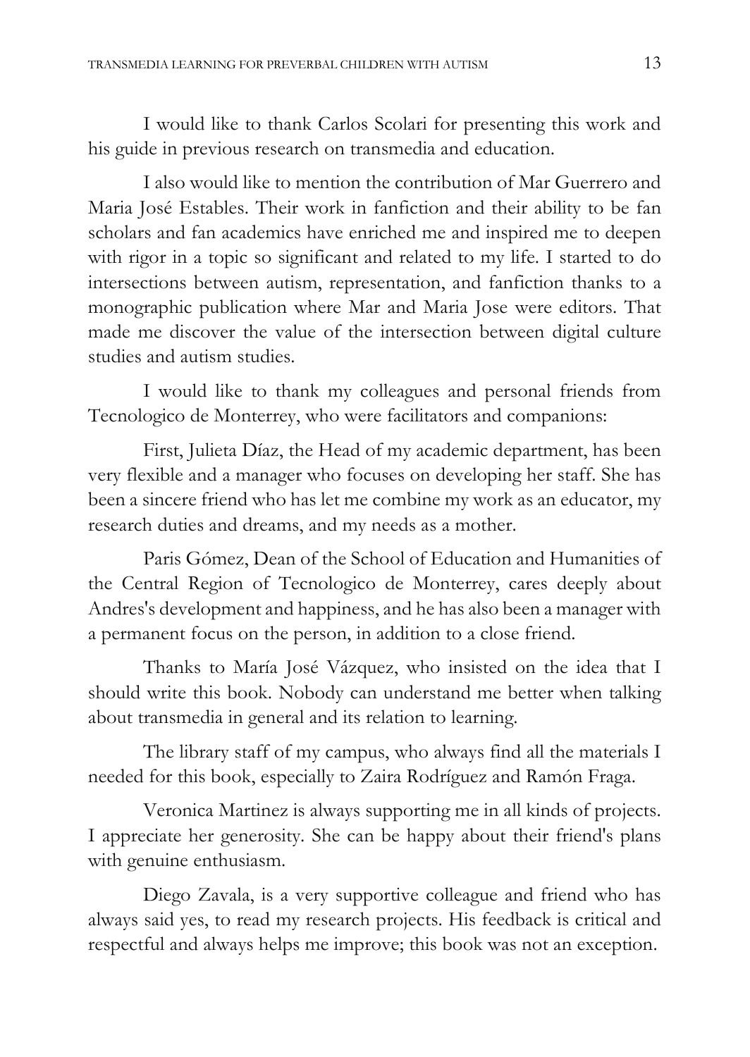I would like to thank Carlos Scolari for presenting this work and his guide in previous research on transmedia and education.

I also would like to mention the contribution of Mar Guerrero and Maria José Estables. Their work in fanfiction and their ability to be fan scholars and fan academics have enriched me and inspired me to deepen with rigor in a topic so significant and related to my life. I started to do intersections between autism, representation, and fanfiction thanks to a monographic publication where Mar and Maria Jose were editors. That made me discover the value of the intersection between digital culture studies and autism studies.

I would like to thank my colleagues and personal friends from Tecnologico de Monterrey, who were facilitators and companions:

First, Julieta Díaz, the Head of my academic department, has been very flexible and a manager who focuses on developing her staff. She has been a sincere friend who has let me combine my work as an educator, my research duties and dreams, and my needs as a mother.

Paris Gómez, Dean of the School of Education and Humanities of the Central Region of Tecnologico de Monterrey, cares deeply about Andres's development and happiness, and he has also been a manager with a permanent focus on the person, in addition to a close friend.

Thanks to María José Vázquez, who insisted on the idea that I should write this book. Nobody can understand me better when talking about transmedia in general and its relation to learning.

The library staff of my campus, who always find all the materials I needed for this book, especially to Zaira Rodríguez and Ramón Fraga.

Veronica Martinez is always supporting me in all kinds of projects. I appreciate her generosity. She can be happy about their friend's plans with genuine enthusiasm.

Diego Zavala, is a very supportive colleague and friend who has always said yes, to read my research projects. His feedback is critical and respectful and always helps me improve; this book was not an exception.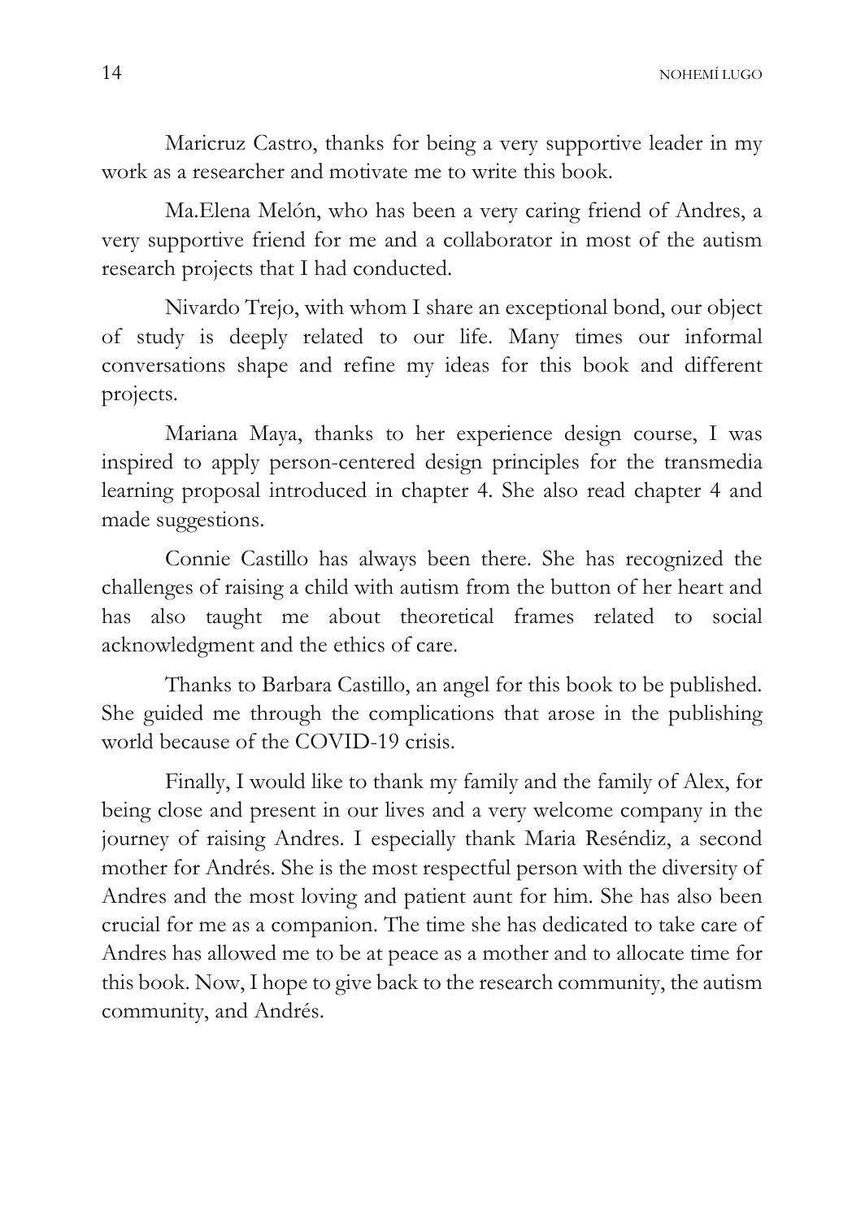Maricruz Castro, thanks for being a very supportive leader in my work as a researcher and motivate me to write this book.

Ma.Elena Melón, who has been a very caring friend of Andres, a very supportive friend for me and a collaborator in most of the autism research projects that I had conducted.

Nivardo Trejo, with whom I share an exceptional bond, our object of study is deeply related to our life. Many times our informal conversations shape and refine my ideas for this book and different projects.

Mariana Maya, thanks to her experience design course, I was inspired to apply person-centered design principles for the transmedia learning proposal introduced in chapter 4. She also read chapter 4 and made suggestions.

Connie Castillo has always been there. She has recognized the challenges of raising a child with autism from the button of her heart and has also taught me about theoretical frames related to social acknowledgment and the ethics of care.

Thanks to Barbara Castillo, an angel for this book to be published. She guided me through the complications that arose in the publishing world because of the COVID-19 crisis.

Finally, I would like to thank my family and the family of Alex, for being close and present in our lives and a very welcome company in the journey of raising Andres. I especially thank Maria Reséndiz, a second mother for Andrés. She is the most respectful person with the diversity of Andres and the most loving and patient aunt for him. She has also been crucial for me as a companion. The time she has dedicated to take care of Andres has allowed me to be at peace as a mother and to allocate time for this book. Now, I hope to give back to the research community, the autism community, and Andrés.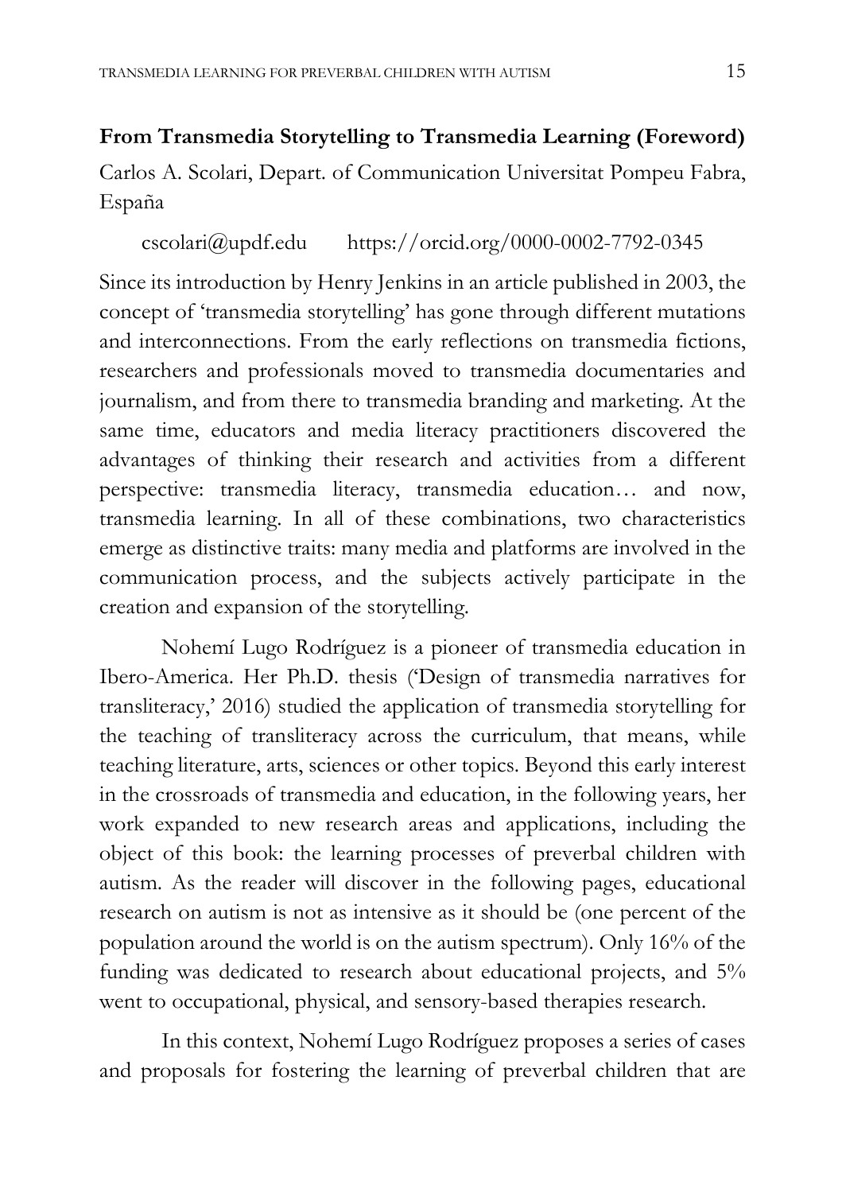## From Transmedia Storytelling to Transmedia Learning (Foreword)

Carlos A. Scolari, Depart. of Communication Universitat Pompeu Fabra, España

cscolari@updf.edu https://orcid.org/0000-0002-7792-0345

Since its introduction by Henry Jenkins in an article published in 2003, the concept of 'transmedia storytelling' has gone through different mutations and interconnections. From the early reflections on transmedia fictions, researchers and professionals moved to transmedia documentaries and journalism, and from there to transmedia branding and marketing. At the same time, educators and media literacy practitioners discovered the advantages of thinking their research and activities from a different perspective: transmedia literacy, transmedia education… and now, transmedia learning. In all of these combinations, two characteristics emerge as distinctive traits: many media and platforms are involved in the communication process, and the subjects actively participate in the creation and expansion of the storytelling.

Nohemí Lugo Rodríguez is a pioneer of transmedia education in Ibero-America. Her Ph.D. thesis ('Design of transmedia narratives for transliteracy,' 2016) studied the application of transmedia storytelling for the teaching of transliteracy across the curriculum, that means, while teaching literature, arts, sciences or other topics. Beyond this early interest in the crossroads of transmedia and education, in the following years, her work expanded to new research areas and applications, including the object of this book: the learning processes of preverbal children with autism. As the reader will discover in the following pages, educational research on autism is not as intensive as it should be (one percent of the population around the world is on the autism spectrum). Only 16% of the funding was dedicated to research about educational projects, and 5% went to occupational, physical, and sensory-based therapies research.

In this context, Nohemí Lugo Rodríguez proposes a series of cases and proposals for fostering the learning of preverbal children that are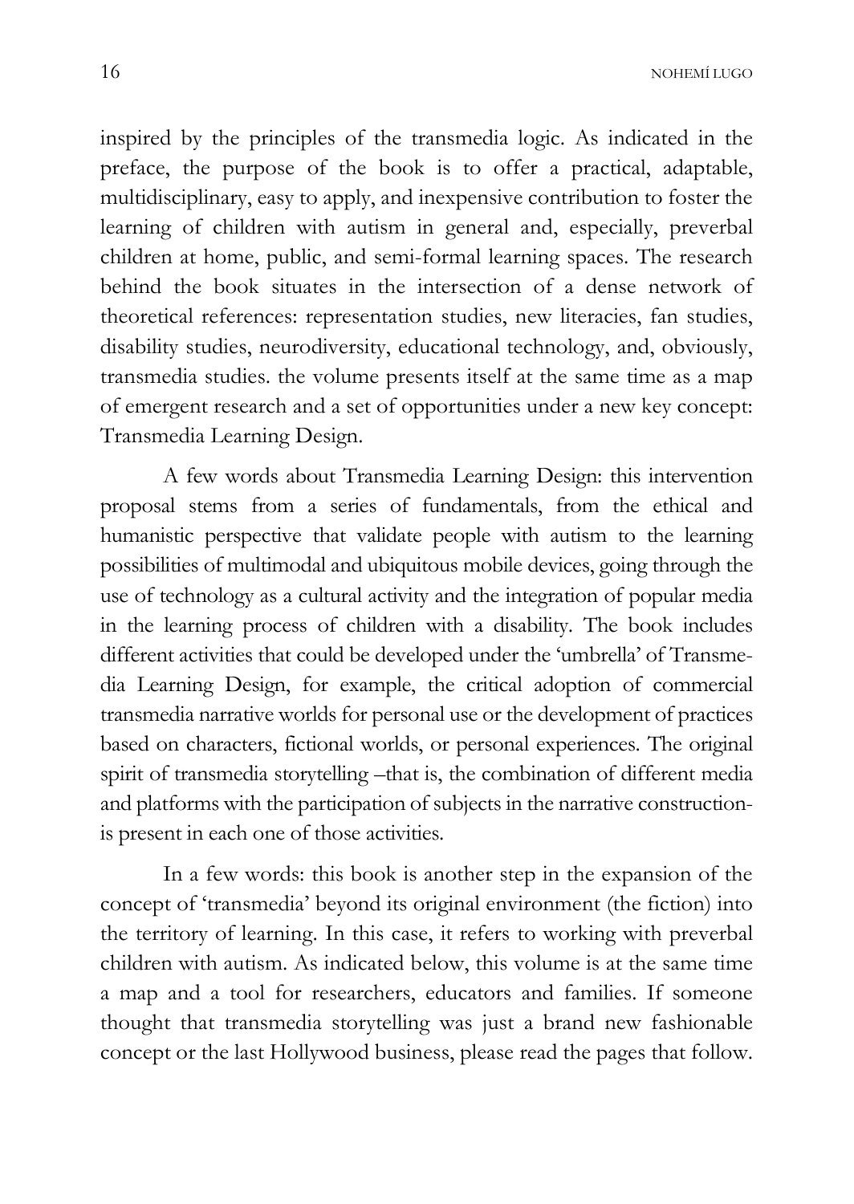inspired by the principles of the transmedia logic. As indicated in the preface, the purpose of the book is to offer a practical, adaptable, multidisciplinary, easy to apply, and inexpensive contribution to foster the learning of children with autism in general and, especially, preverbal children at home, public, and semi-formal learning spaces. The research behind the book situates in the intersection of a dense network of theoretical references: representation studies, new literacies, fan studies, disability studies, neurodiversity, educational technology, and, obviously, transmedia studies. the volume presents itself at the same time as a map of emergent research and a set of opportunities under a new key concept: Transmedia Learning Design.

A few words about Transmedia Learning Design: this intervention proposal stems from a series of fundamentals, from the ethical and humanistic perspective that validate people with autism to the learning possibilities of multimodal and ubiquitous mobile devices, going through the use of technology as a cultural activity and the integration of popular media in the learning process of children with a disability. The book includes different activities that could be developed under the 'umbrella' of Transmedia Learning Design, for example, the critical adoption of commercial transmedia narrative worlds for personal use or the development of practices based on characters, fictional worlds, or personal experiences. The original spirit of transmedia storytelling –that is, the combination of different media and platforms with the participation of subjects in the narrative construction- is present in each one of those activities.

In a few words: this book is another step in the expansion of the concept of 'transmedia' beyond its original environment (the fiction) into the territory of learning. In this case, it refers to working with preverbal children with autism. As indicated below, this volume is at the same time a map and a tool for researchers, educators and families. If someone thought that transmedia storytelling was just a brand new fashionable concept or the last Hollywood business, please read the pages that follow.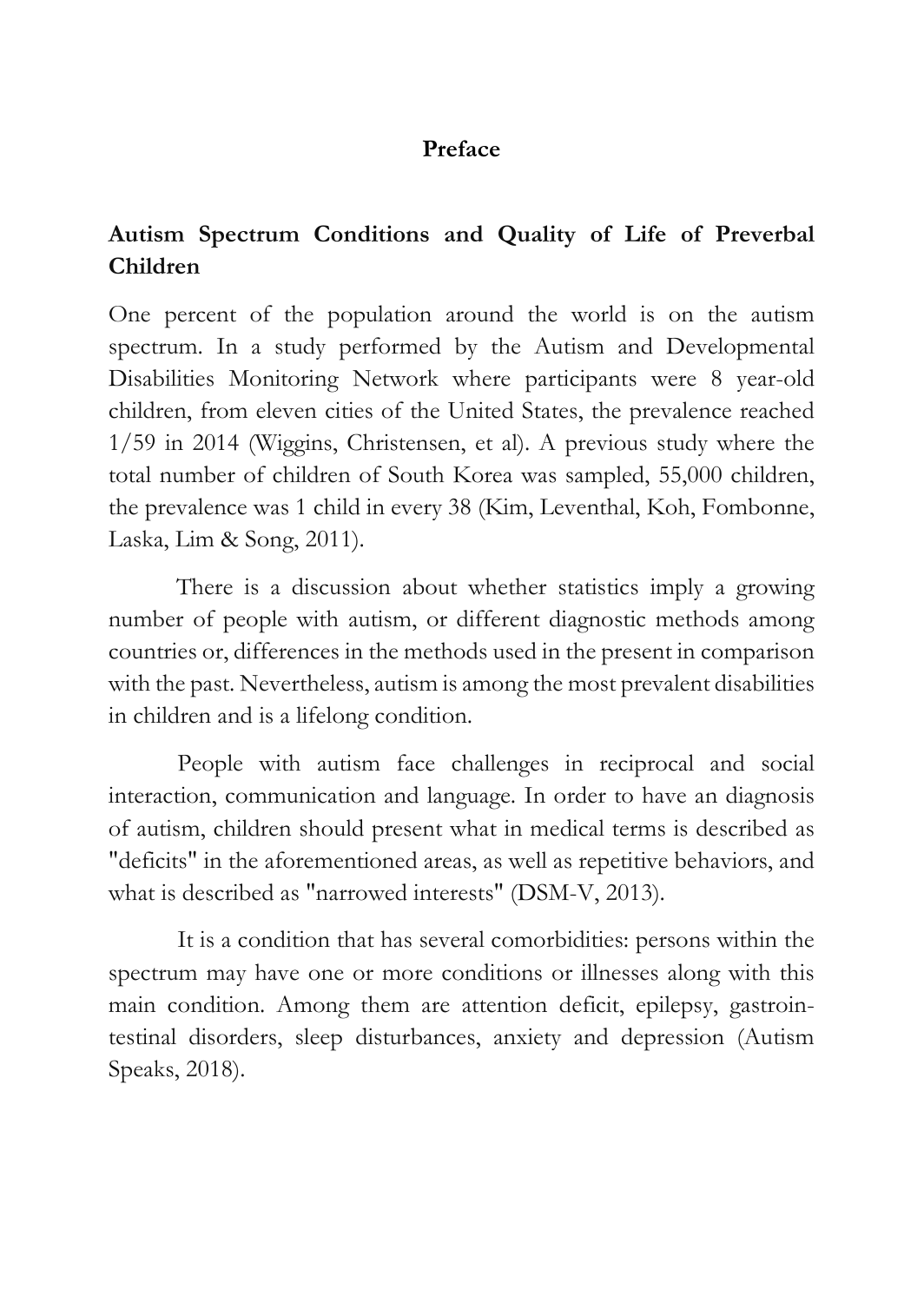# Preface

## Autism Spectrum Conditions and Quality of Life of Preverbal Children

One percent of the population around the world is on the autism spectrum. In a study performed by the Autism and Developmental Disabilities Monitoring Network where participants were 8 year-old children, from eleven cities of the United States, the prevalence reached 1/59 in 2014 (Wiggins, Christensen, et al). A previous study where the total number of children of South Korea was sampled, 55,000 children, the prevalence was 1 child in every 38 (Kim, Leventhal, Koh, Fombonne, Laska, Lim & Song, 2011).

There is a discussion about whether statistics imply a growing number of people with autism, or different diagnostic methods among countries or, differences in the methods used in the present in comparison with the past. Nevertheless, autism is among the most prevalent disabilities in children and is a lifelong condition.

People with autism face challenges in reciprocal and social interaction, communication and language. In order to have an diagnosis of autism, children should present what in medical terms is described as "deficits" in the aforementioned areas, as well as repetitive behaviors, and what is described as "narrowed interests" (DSM-V, 2013).

It is a condition that has several comorbidities: persons within the spectrum may have one or more conditions or illnesses along with this main condition. Among them are attention deficit, epilepsy, gastrointestinal disorders, sleep disturbances, anxiety and depression (Autism Speaks, 2018).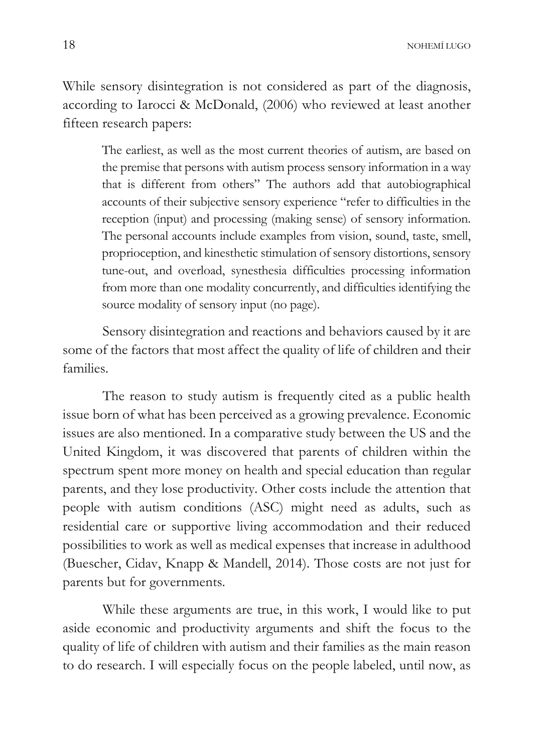While sensory disintegration is not considered as part of the diagnosis, according to Iarocci & McDonald, (2006) who reviewed at least another fifteen research papers:

> The earliest, as well as the most current theories of autism, are based on the premise that persons with autism process sensory information in a way that is different from others" The authors add that autobiographical accounts of their subjective sensory experience "refer to difficulties in the reception (input) and processing (making sense) of sensory information. The personal accounts include examples from vision, sound, taste, smell, proprioception, and kinesthetic stimulation of sensory distortions, sensory tune-out, and overload, synesthesia difficulties processing information from more than one modality concurrently, and difficulties identifying the source modality of sensory input (no page).

Sensory disintegration and reactions and behaviors caused by it are some of the factors that most affect the quality of life of children and their families.

The reason to study autism is frequently cited as a public health issue born of what has been perceived as a growing prevalence. Economic issues are also mentioned. In a comparative study between the US and the United Kingdom, it was discovered that parents of children within the spectrum spent more money on health and special education than regular parents, and they lose productivity. Other costs include the attention that people with autism conditions (ASC) might need as adults, such as residential care or supportive living accommodation and their reduced possibilities to work as well as medical expenses that increase in adulthood (Buescher, Cidav, Knapp & Mandell, 2014). Those costs are not just for parents but for governments.

While these arguments are true, in this work, I would like to put aside economic and productivity arguments and shift the focus to the quality of life of children with autism and their families as the main reason to do research. I will especially focus on the people labeled, until now, as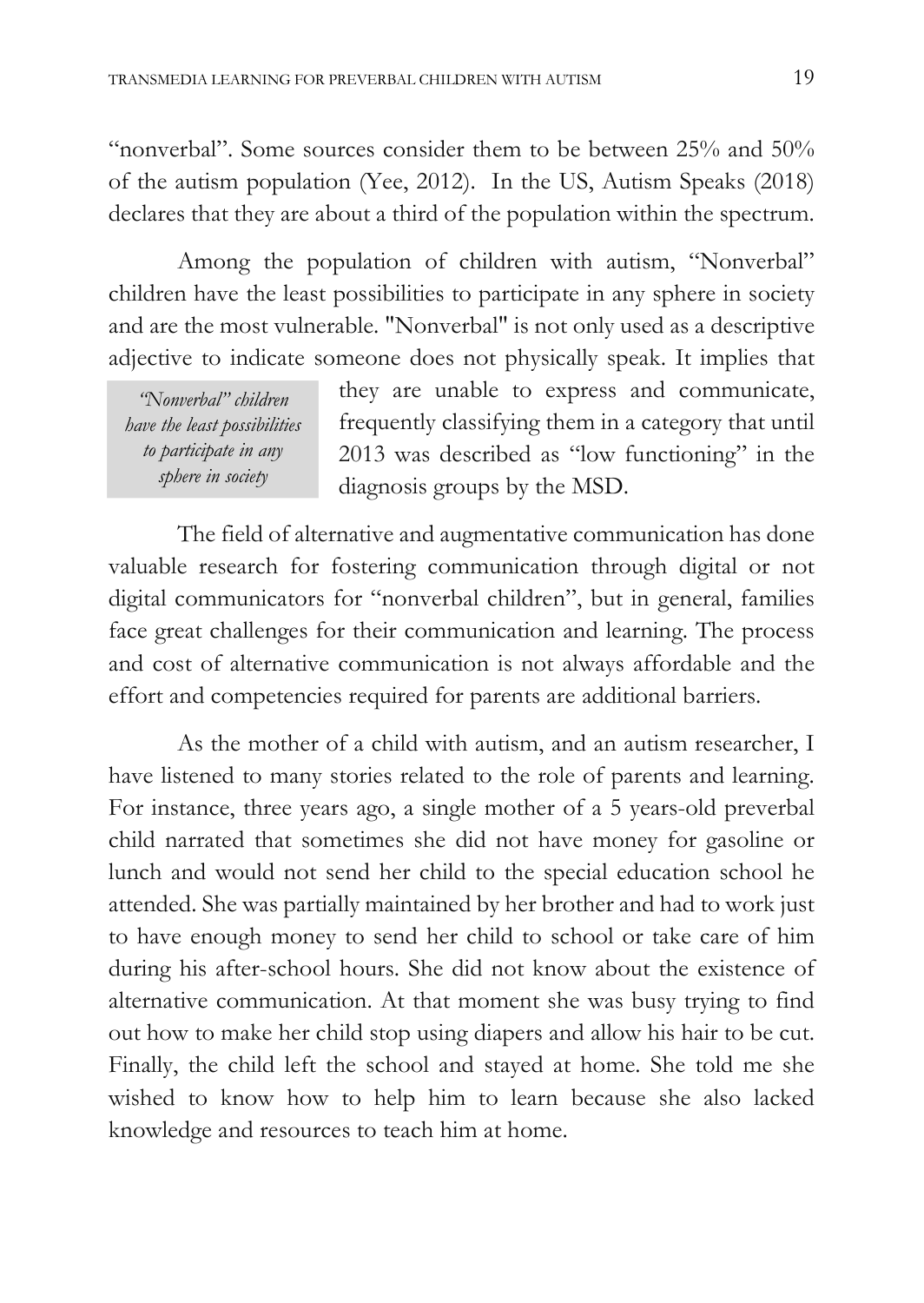"nonverbal". Some sources consider them to be between 25% and 50% of the autism population (Yee, 2012). In the US, Autism Speaks (2018) declares that they are about a third of the population within the spectrum.

Among the population of children with autism, "Nonverbal" children have the least possibilities to participate in any sphere in society and are the most vulnerable. "Nonverbal" is not only used as a descriptive adjective to indicate someone does not physically speak. It implies that they are unable to express and communicate, frequently classifying them in a category that until 2013 was described as "low functioning" in the diagnosis groups by the MSD.

> *"Nonverbal" children have the least possibilities to participate in any sphere in society*

The field of alternative and augmentative communication has done valuable research for fostering communication through digital or not digital communicators for "nonverbal children", but in general, families face great challenges for their communication and learning. The process and cost of alternative communication is not always affordable and the effort and competencies required for parents are additional barriers.

As the mother of a child with autism, and an autism researcher, I have listened to many stories related to the role of parents and learning. For instance, three years ago, a single mother of a 5 years-old preverbal child narrated that sometimes she did not have money for gasoline or lunch and would not send her child to the special education school he attended. She was partially maintained by her brother and had to work just to have enough money to send her child to school or take care of him during his after-school hours. She did not know about the existence of alternative communication. At that moment she was busy trying to find out how to make her child stop using diapers and allow his hair to be cut. Finally, the child left the school and stayed at home. She told me she wished to know how to help him to learn because she also lacked knowledge and resources to teach him at home.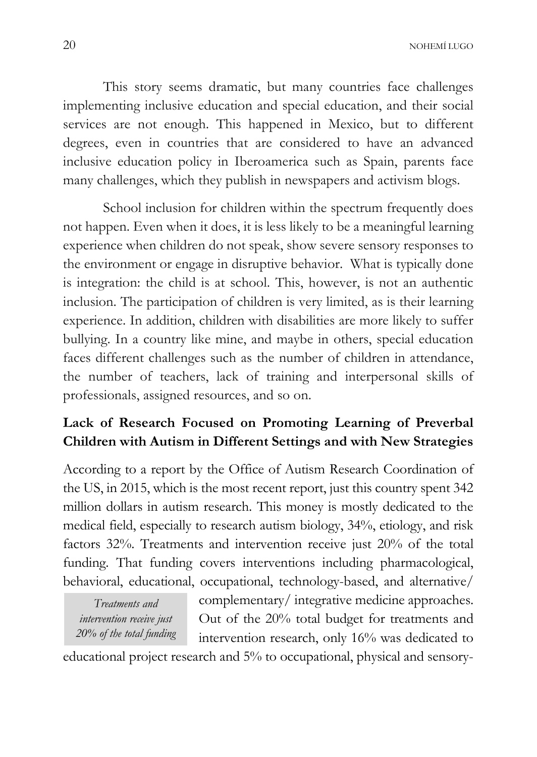This story seems dramatic, but many countries face challenges implementing inclusive education and special education, and their social services are not enough. This happened in Mexico, but to different degrees, even in countries that are considered to have an advanced inclusive education policy in Iberoamerica such as Spain, parents face many challenges, which they publish in newspapers and activism blogs.

School inclusion for children within the spectrum frequently does not happen. Even when it does, it is less likely to be a meaningful learning experience when children do not speak, show severe sensory responses to the environment or engage in disruptive behavior. What is typically done is integration: the child is at school. This, however, is not an authentic inclusion. The participation of children is very limited, as is their learning experience. In addition, children with disabilities are more likely to suffer bullying. In a country like mine, and maybe in others, special education faces different challenges such as the number of children in attendance, the number of teachers, lack of training and interpersonal skills of professionals, assigned resources, and so on.

## Lack of Research Focused on Promoting Learning of Preverbal Children with Autism in Different Settings and with New Strategies

According to a report by the Office of Autism Research Coordination of the US, in 2015, which is the most recent report, just this country spent 342 million dollars in autism research. This money is mostly dedicated to the medical field, especially to research autism biology, 34%, etiology, and risk factors 32%. Treatments and intervention receive just 20% of the total funding. That funding covers interventions including pharmacological, behavioral, educational, occupational, technology-based, and alternative/ complementary/ integrative medicine approaches. Out of the 20% total budget for treatments and intervention research, only 16% was dedicated to educational project research and 5% to occupational, physical and sensory-

> *Treatments and intervention receive just 20% of the total funding*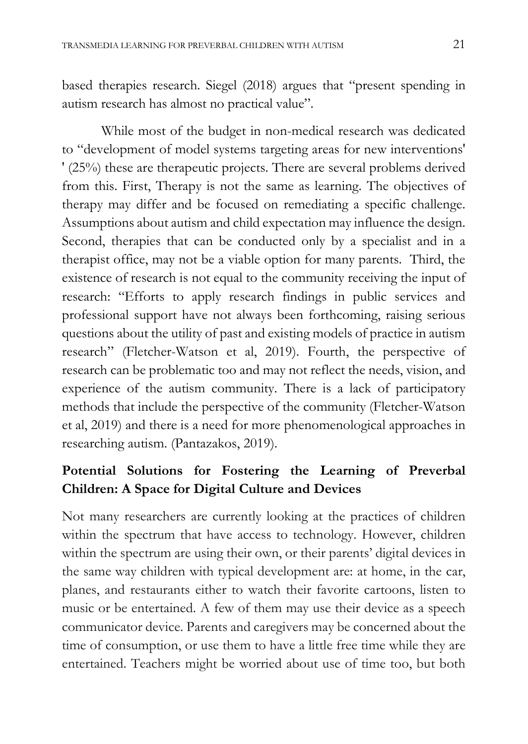based therapies research. Siegel (2018) argues that "present spending in autism research has almost no practical value".

While most of the budget in non-medical research was dedicated to "development of model systems targeting areas for new interventions' ' (25%) these are therapeutic projects. There are several problems derived from this. First, Therapy is not the same as learning. The objectives of therapy may differ and be focused on remediating a specific challenge. Assumptions about autism and child expectation may influence the design. Second, therapies that can be conducted only by a specialist and in a therapist office, may not be a viable option for many parents. Third, the existence of research is not equal to the community receiving the input of research: "Efforts to apply research findings in public services and professional support have not always been forthcoming, raising serious questions about the utility of past and existing models of practice in autism research" (Fletcher-Watson et al, 2019). Fourth, the perspective of research can be problematic too and may not reflect the needs, vision, and experience of the autism community. There is a lack of participatory methods that include the perspective of the community (Fletcher-Watson et al, 2019) and there is a need for more phenomenological approaches in researching autism. (Pantazakos, 2019).

## Potential Solutions for Fostering the Learning of Preverbal Children: A Space for Digital Culture and Devices

Not many researchers are currently looking at the practices of children within the spectrum that have access to technology. However, children within the spectrum are using their own, or their parents' digital devices in the same way children with typical development are: at home, in the car, planes, and restaurants either to watch their favorite cartoons, listen to music or be entertained. A few of them may use their device as a speech communicator device. Parents and caregivers may be concerned about the time of consumption, or use them to have a little free time while they are entertained. Teachers might be worried about use of time too, but both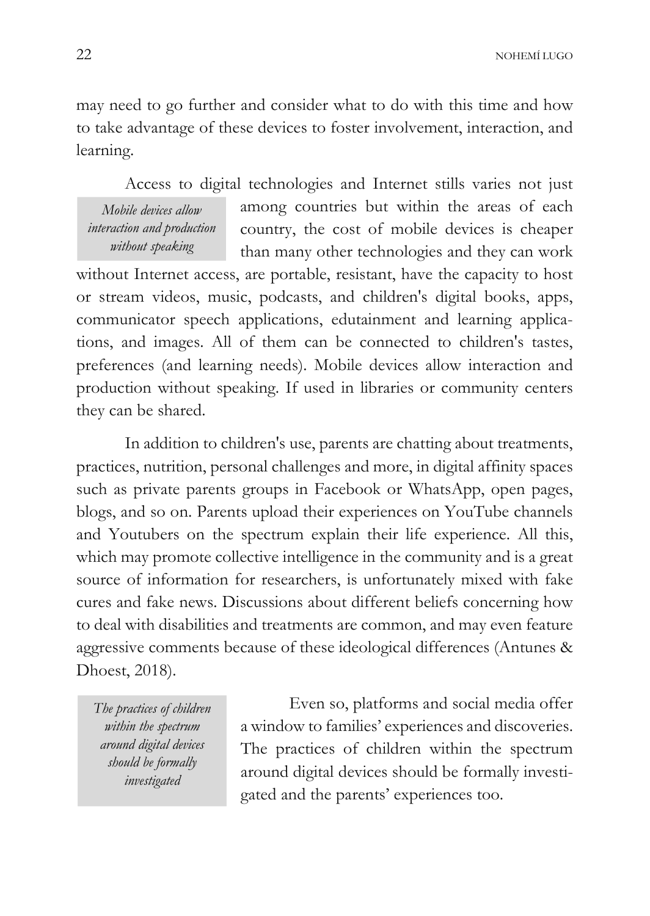may need to go further and consider what to do with this time and how to take advantage of these devices to foster involvement, interaction, and learning.

*Mobile devices allow interaction and production without speaking*

Access to digital technologies and Internet stills varies not just among countries but within the areas of each country, the cost of mobile devices is cheaper than many other technologies and they can work without Internet access, are portable, resistant, have the capacity to host or stream videos, music, podcasts, and children's digital books, apps, communicator speech applications, edutainment and learning applications, and images. All of them can be connected to children's tastes, preferences (and learning needs). Mobile devices allow interaction and production without speaking. If used in libraries or community centers they can be shared.

In addition to children's use, parents are chatting about treatments, practices, nutrition, personal challenges and more, in digital affinity spaces such as private parents groups in Facebook or WhatsApp, open pages, blogs, and so on. Parents upload their experiences on YouTube channels and Youtubers on the spectrum explain their life experience. All this, which may promote collective intelligence in the community and is a great source of information for researchers, is unfortunately mixed with fake cures and fake news. Discussions about different beliefs concerning how to deal with disabilities and treatments are common, and may even feature aggressive comments because of these ideological differences (Antunes & Dhoest, 2018).

*The practices of children within the spectrum around digital devices should be formally investigated*

Even so, platforms and social media offer a window to families' experiences and discoveries. The practices of children within the spectrum around digital devices should be formally investigated and the parents' experiences too.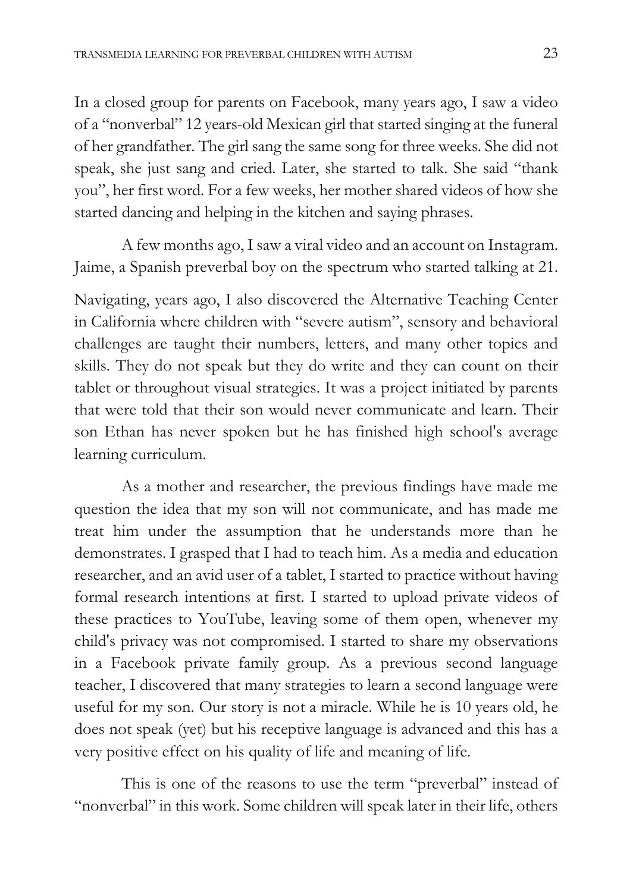In a closed group for parents on Facebook, many years ago, I saw a video of a "nonverbal" 12 years-old Mexican girl that started singing at the funeral of her grandfather. The girl sang the same song for three weeks. She did not speak, she just sang and cried. Later, she started to talk. She said "thank you", her first word. For a few weeks, her mother shared videos of how she started dancing and helping in the kitchen and saying phrases.

A few months ago, I saw a viral video and an account on Instagram. Jaime, a Spanish preverbal boy on the spectrum who started talking at 21.

Navigating, years ago, I also discovered the Alternative Teaching Center in California where children with "severe autism", sensory and behavioral challenges are taught their numbers, letters, and many other topics and skills. They do not speak but they do write and they can count on their tablet or throughout visual strategies. It was a project initiated by parents that were told that their son would never communicate and learn. Their son Ethan has never spoken but he has finished high school's average learning curriculum.

As a mother and researcher, the previous findings have made me question the idea that my son will not communicate, and has made me treat him under the assumption that he understands more than he demonstrates. I grasped that I had to teach him. As a media and education researcher, and an avid user of a tablet, I started to practice without having formal research intentions at first. I started to upload private videos of these practices to YouTube, leaving some of them open, whenever my child's privacy was not compromised. I started to share my observations in a Facebook private family group. As a previous second language teacher, I discovered that many strategies to learn a second language were useful for my son. Our story is not a miracle. While he is 10 years old, he does not speak (yet) but his receptive language is advanced and this has a very positive effect on his quality of life and meaning of life.

This is one of the reasons to use the term "preverbal" instead of "nonverbal" in this work. Some children will speak later in their life, others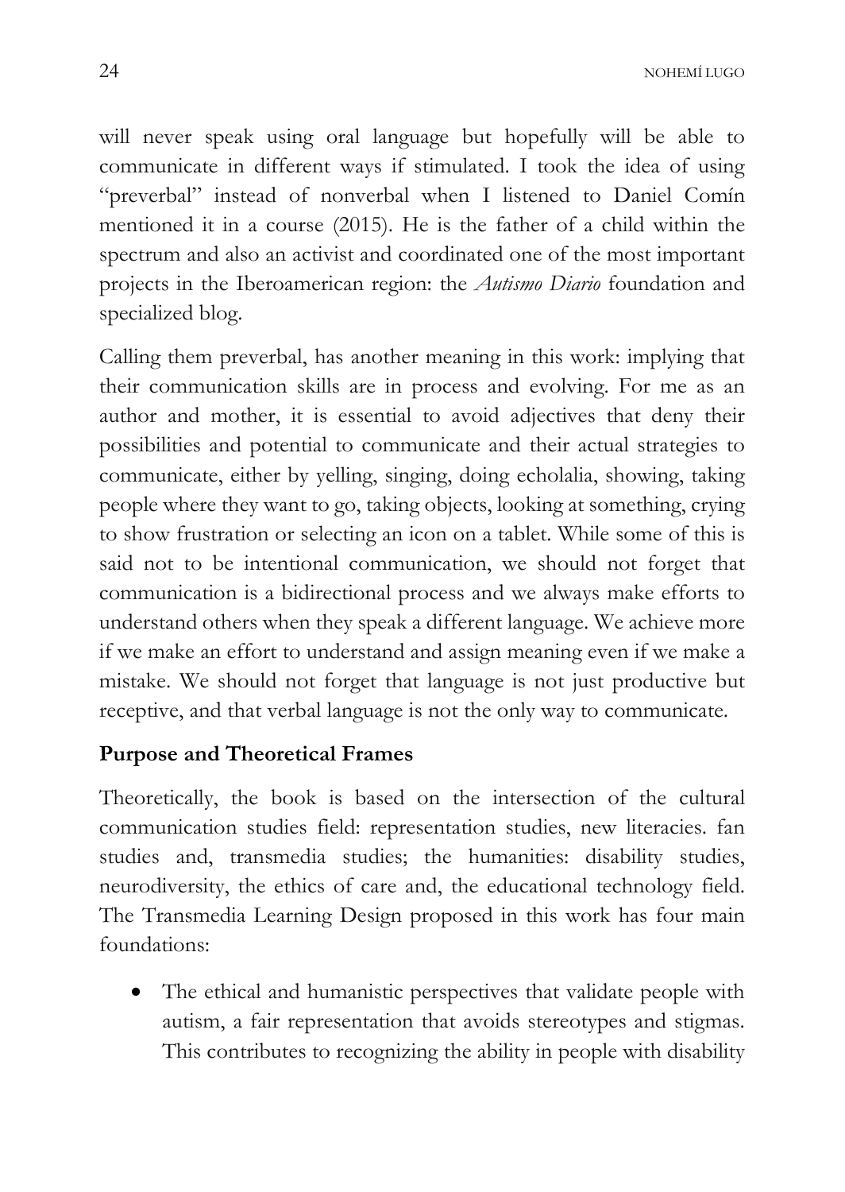will never speak using oral language but hopefully will be able to communicate in different ways if stimulated. I took the idea of using "preverbal" instead of nonverbal when I listened to Daniel Comín mentioned it in a course (2015). He is the father of a child within the spectrum and also an activist and coordinated one of the most important projects in the Iberoamerican region: the *Autismo Diario* foundation and specialized blog.

Calling them preverbal, has another meaning in this work: implying that their communication skills are in process and evolving. For me as an author and mother, it is essential to avoid adjectives that deny their possibilities and potential to communicate and their actual strategies to communicate, either by yelling, singing, doing echolalia, showing, taking people where they want to go, taking objects, looking at something, crying to show frustration or selecting an icon on a tablet. While some of this is said not to be intentional communication, we should not forget that communication is a bidirectional process and we always make efforts to understand others when they speak a different language. We achieve more if we make an effort to understand and assign meaning even if we make a mistake. We should not forget that language is not just productive but receptive, and that verbal language is not the only way to communicate.

## Purpose and Theoretical Frames

Theoretically, the book is based on the intersection of the cultural communication studies field: representation studies, new literacies. fan studies and, transmedia studies; the humanities: disability studies, neurodiversity, the ethics of care and, the educational technology field. The Transmedia Learning Design proposed in this work has four main foundations:

- The ethical and humanistic perspectives that validate people with autism, a fair representation that avoids stereotypes and stigmas. This contributes to recognizing the ability in people with disability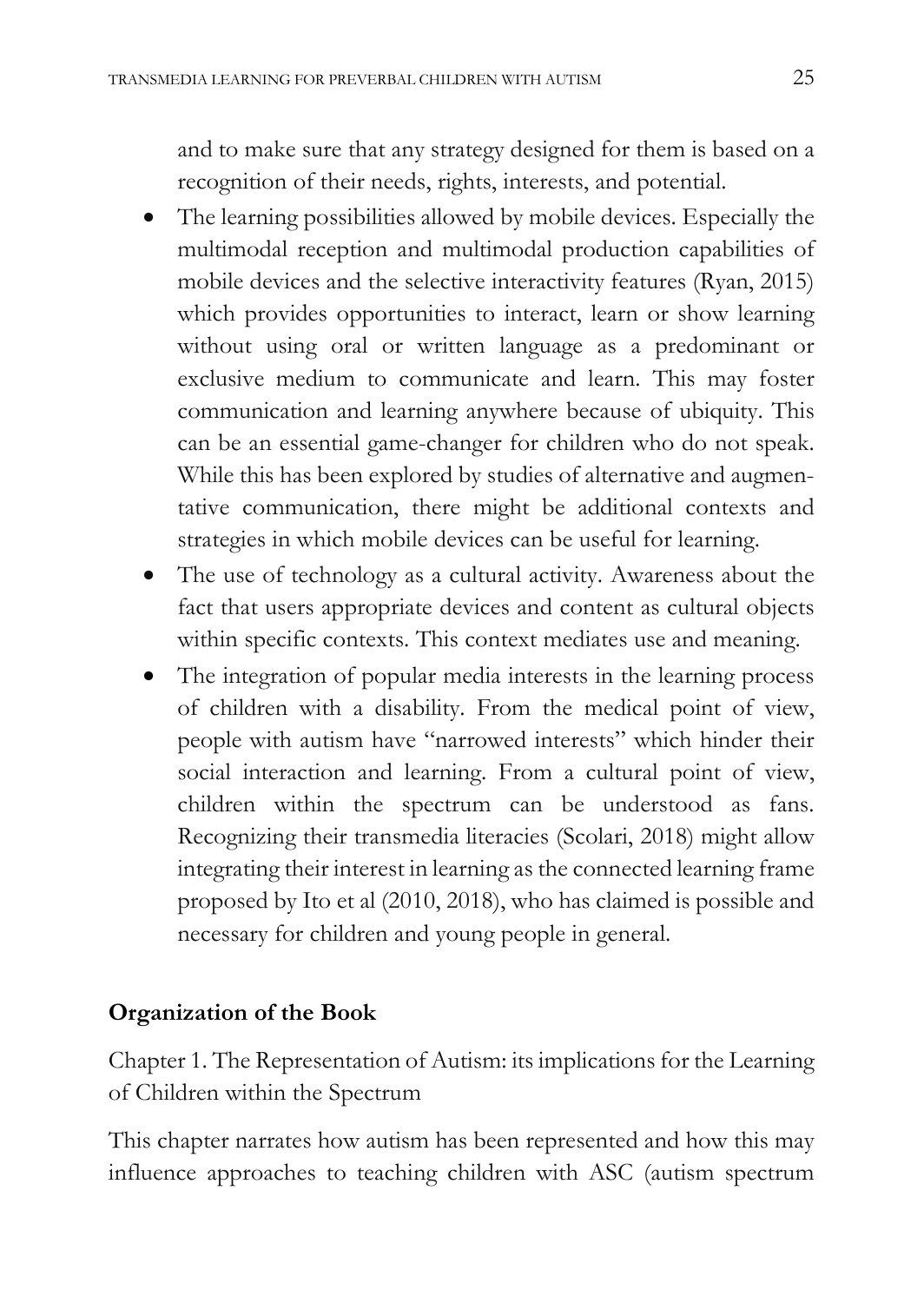and to make sure that any strategy designed for them is based on a recognition of their needs, rights, interests, and potential.

- The learning possibilities allowed by mobile devices. Especially the multimodal reception and multimodal production capabilities of mobile devices and the selective interactivity features (Ryan, 2015) which provides opportunities to interact, learn or show learning without using oral or written language as a predominant or exclusive medium to communicate and learn. This may foster communication and learning anywhere because of ubiquity. This can be an essential game-changer for children who do not speak. While this has been explored by studies of alternative and augmentative communication, there might be additional contexts and strategies in which mobile devices can be useful for learning.
- The use of technology as a cultural activity. Awareness about the fact that users appropriate devices and content as cultural objects within specific contexts. This context mediates use and meaning.
- The integration of popular media interests in the learning process of children with a disability. From the medical point of view, people with autism have "narrowed interests" which hinder their social interaction and learning. From a cultural point of view, children within the spectrum can be understood as fans. Recognizing their transmedia literacies (Scolari, 2018) might allow integrating their interest in learning as the connected learning frame proposed by Ito et al (2010, 2018), who has claimed is possible and necessary for children and young people in general.

## Organization of the Book

Chapter 1. The Representation of Autism: its implications for the Learning of Children within the Spectrum

This chapter narrates how autism has been represented and how this may influence approaches to teaching children with ASC (autism spectrum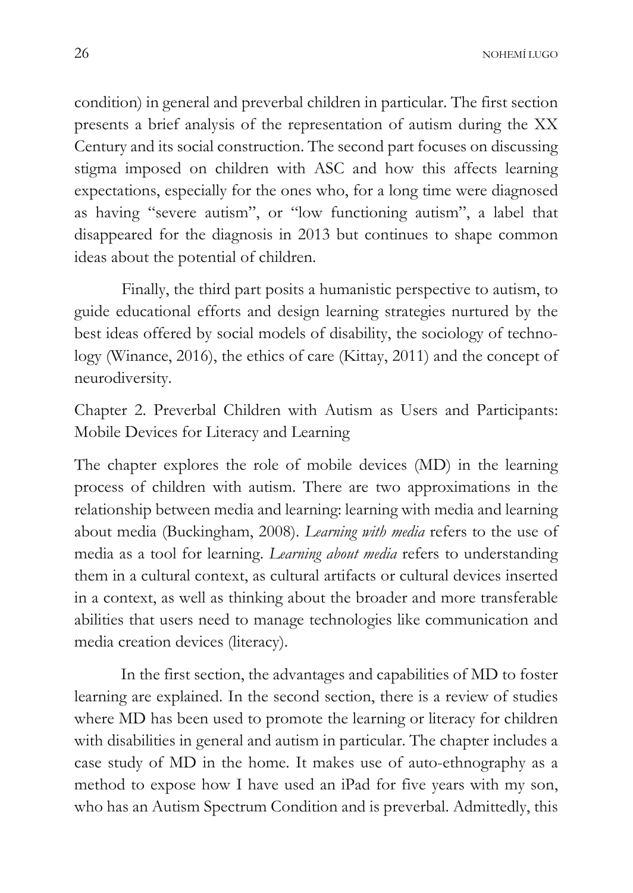condition) in general and preverbal children in particular. The first section presents a brief analysis of the representation of autism during the XX Century and its social construction. The second part focuses on discussing stigma imposed on children with ASC and how this affects learning expectations, especially for the ones who, for a long time were diagnosed as having "severe autism", or "low functioning autism", a label that disappeared for the diagnosis in 2013 but continues to shape common ideas about the potential of children.

Finally, the third part posits a humanistic perspective to autism, to guide educational efforts and design learning strategies nurtured by the best ideas offered by social models of disability, the sociology of technology (Winance, 2016), the ethics of care (Kittay, 2011) and the concept of neurodiversity.

## Chapter 2. Preverbal Children with Autism as Users and Participants: Mobile Devices for Literacy and Learning

The chapter explores the role of mobile devices (MD) in the learning process of children with autism. There are two approximations in the relationship between media and learning: learning with media and learning about media (Buckingham, 2008). *Learning with media* refers to the use of media as a tool for learning. *Learning about media* refers to understanding them in a cultural context, as cultural artifacts or cultural devices inserted in a context, as well as thinking about the broader and more transferable abilities that users need to manage technologies like communication and media creation devices (literacy).

In the first section, the advantages and capabilities of MD to foster learning are explained. In the second section, there is a review of studies where MD has been used to promote the learning or literacy for children with disabilities in general and autism in particular. The chapter includes a case study of MD in the home. It makes use of auto-ethnography as a method to expose how I have used an iPad for five years with my son, who has an Autism Spectrum Condition and is preverbal. Admittedly, this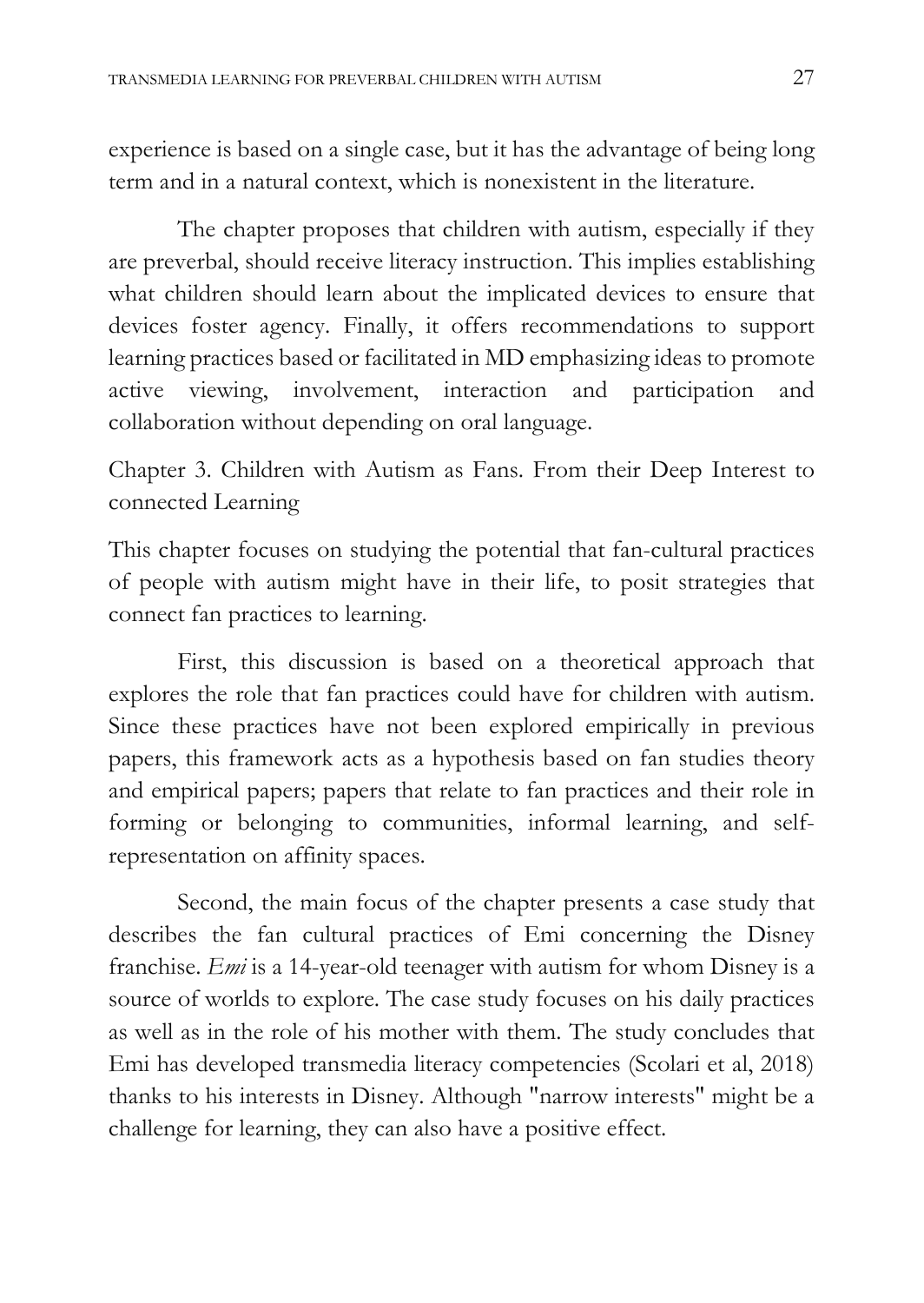experience is based on a single case, but it has the advantage of being long term and in a natural context, which is nonexistent in the literature.

The chapter proposes that children with autism, especially if they are preverbal, should receive literacy instruction. This implies establishing what children should learn about the implicated devices to ensure that devices foster agency. Finally, it offers recommendations to support learning practices based or facilitated in MD emphasizing ideas to promote active viewing, involvement, interaction and participation and collaboration without depending on oral language.

## Chapter 3. Children with Autism as Fans. From their Deep Interest to connected Learning

This chapter focuses on studying the potential that fan-cultural practices of people with autism might have in their life, to posit strategies that connect fan practices to learning.

First, this discussion is based on a theoretical approach that explores the role that fan practices could have for children with autism. Since these practices have not been explored empirically in previous papers, this framework acts as a hypothesis based on fan studies theory and empirical papers; papers that relate to fan practices and their role in forming or belonging to communities, informal learning, and self-representation on affinity spaces.

Second, the main focus of the chapter presents a case study that describes the fan cultural practices of Emi concerning the Disney franchise. *Emi* is a 14-year-old teenager with autism for whom Disney is a source of worlds to explore. The case study focuses on his daily practices as well as in the role of his mother with them. The study concludes that Emi has developed transmedia literacy competencies (Scolari et al, 2018) thanks to his interests in Disney. Although "narrow interests" might be a challenge for learning, they can also have a positive effect.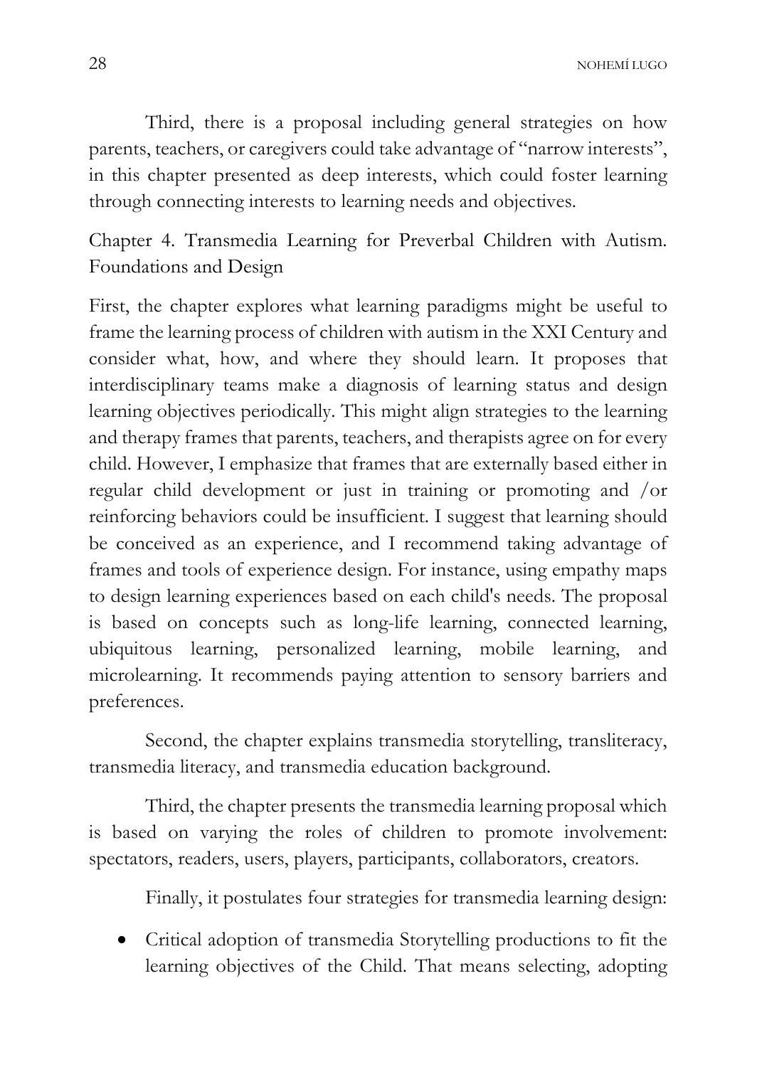Third, there is a proposal including general strategies on how parents, teachers, or caregivers could take advantage of "narrow interests", in this chapter presented as deep interests, which could foster learning through connecting interests to learning needs and objectives.

## Chapter 4. Transmedia Learning for Preverbal Children with Autism. Foundations and Design

First, the chapter explores what learning paradigms might be useful to frame the learning process of children with autism in the XXI Century and consider what, how, and where they should learn. It proposes that interdisciplinary teams make a diagnosis of learning status and design learning objectives periodically. This might align strategies to the learning and therapy frames that parents, teachers, and therapists agree on for every child. However, I emphasize that frames that are externally based either in regular child development or just in training or promoting and /or reinforcing behaviors could be insufficient. I suggest that learning should be conceived as an experience, and I recommend taking advantage of frames and tools of experience design. For instance, using empathy maps to design learning experiences based on each child's needs. The proposal is based on concepts such as long-life learning, connected learning, ubiquitous learning, personalized learning, mobile learning, and microlearning. It recommends paying attention to sensory barriers and preferences.

Second, the chapter explains transmedia storytelling, transliteracy, transmedia literacy, and transmedia education background.

Third, the chapter presents the transmedia learning proposal which is based on varying the roles of children to promote involvement: spectators, readers, users, players, participants, collaborators, creators.

Finally, it postulates four strategies for transmedia learning design:

- Critical adoption of transmedia Storytelling productions to fit the learning objectives of the Child. That means selecting, adopting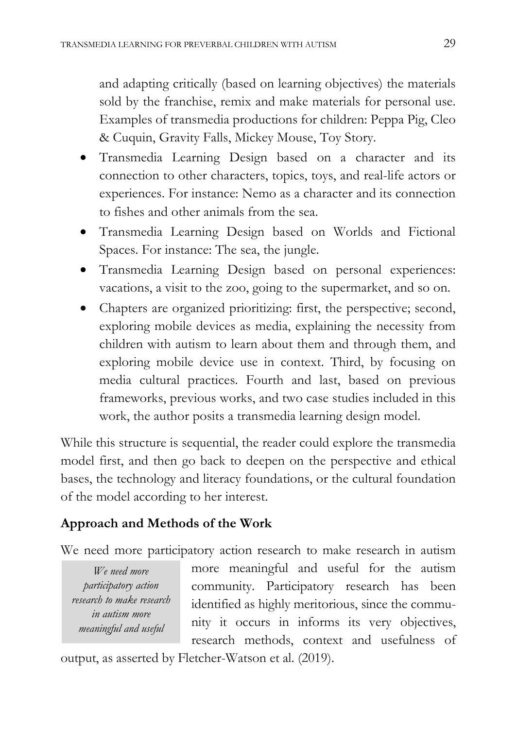and adapting critically (based on learning objectives) the materials sold by the franchise, remix and make materials for personal use. Examples of transmedia productions for children: Peppa Pig, Cleo & Cuquin, Gravity Falls, Mickey Mouse, Toy Story.

- Transmedia Learning Design based on a character and its connection to other characters, topics, toys, and real-life actors or experiences. For instance: Nemo as a character and its connection to fishes and other animals from the sea.
- Transmedia Learning Design based on Worlds and Fictional Spaces. For instance: The sea, the jungle.
- Transmedia Learning Design based on personal experiences: vacations, a visit to the zoo, going to the supermarket, and so on.
- Chapters are organized prioritizing: first, the perspective; second, exploring mobile devices as media, explaining the necessity from children with autism to learn about them and through them, and exploring mobile device use in context. Third, by focusing on media cultural practices. Fourth and last, based on previous frameworks, previous works, and two case studies included in this work, the author posits a transmedia learning design model.

While this structure is sequential, the reader could explore the transmedia model first, and then go back to deepen on the perspective and ethical bases, the technology and literacy foundations, or the cultural foundation of the model according to her interest.

## Approach and Methods of the Work

We need more participatory action research to make research in autism more meaningful and useful for the autism community. Participatory research has been identified as highly meritorious, since the community it occurs in informs its very objectives, research methods, context and usefulness of output, as asserted by Fletcher-Watson et al. (2019).

> *We need more participatory action research to make research in autism more meaningful and useful*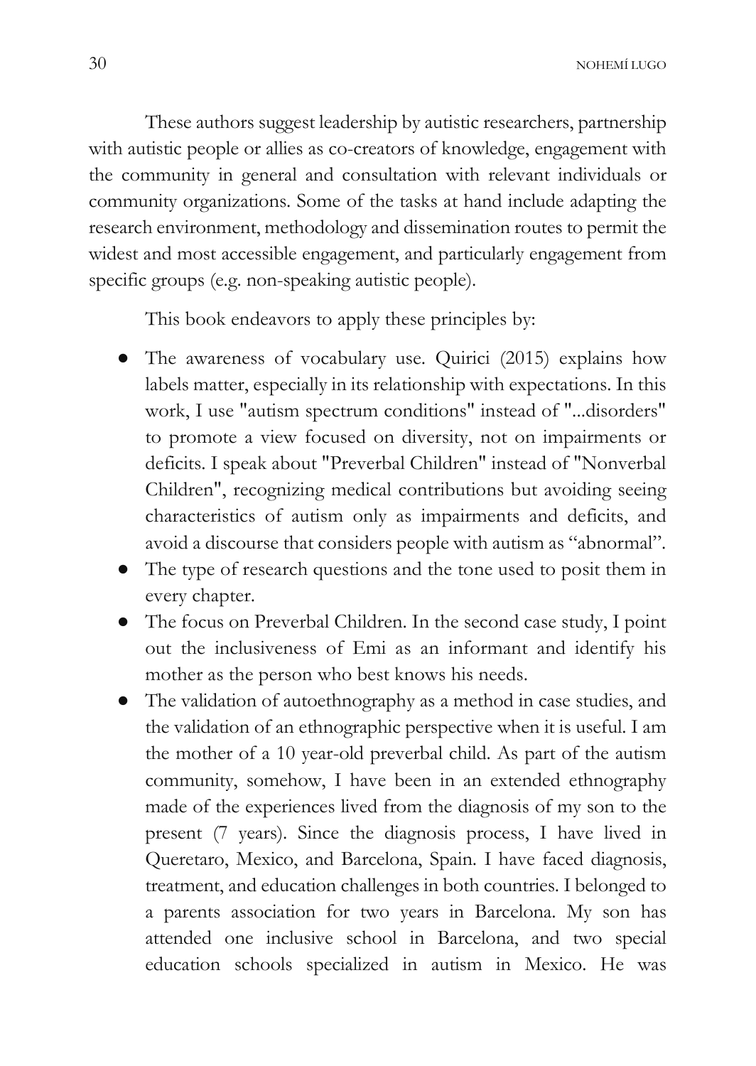These authors suggest leadership by autistic researchers, partnership with autistic people or allies as co-creators of knowledge, engagement with the community in general and consultation with relevant individuals or community organizations. Some of the tasks at hand include adapting the research environment, methodology and dissemination routes to permit the widest and most accessible engagement, and particularly engagement from specific groups (e.g. non-speaking autistic people).

This book endeavors to apply these principles by:

- The awareness of vocabulary use. Quirici (2015) explains how labels matter, especially in its relationship with expectations. In this work, I use "autism spectrum conditions" instead of "...disorders" to promote a view focused on diversity, not on impairments or deficits. I speak about "Preverbal Children" instead of "Nonverbal Children", recognizing medical contributions but avoiding seeing characteristics of autism only as impairments and deficits, and avoid a discourse that considers people with autism as "abnormal".
- The type of research questions and the tone used to posit them in every chapter.
- The focus on Preverbal Children. In the second case study, I point out the inclusiveness of Emi as an informant and identify his mother as the person who best knows his needs.
- The validation of autoethnography as a method in case studies, and the validation of an ethnographic perspective when it is useful. I am the mother of a 10 year-old preverbal child. As part of the autism community, somehow, I have been in an extended ethnography made of the experiences lived from the diagnosis of my son to the present (7 years). Since the diagnosis process, I have lived in Queretaro, Mexico, and Barcelona, Spain. I have faced diagnosis, treatment, and education challenges in both countries. I belonged to a parents association for two years in Barcelona. My son has attended one inclusive school in Barcelona, and two special education schools specialized in autism in Mexico. He was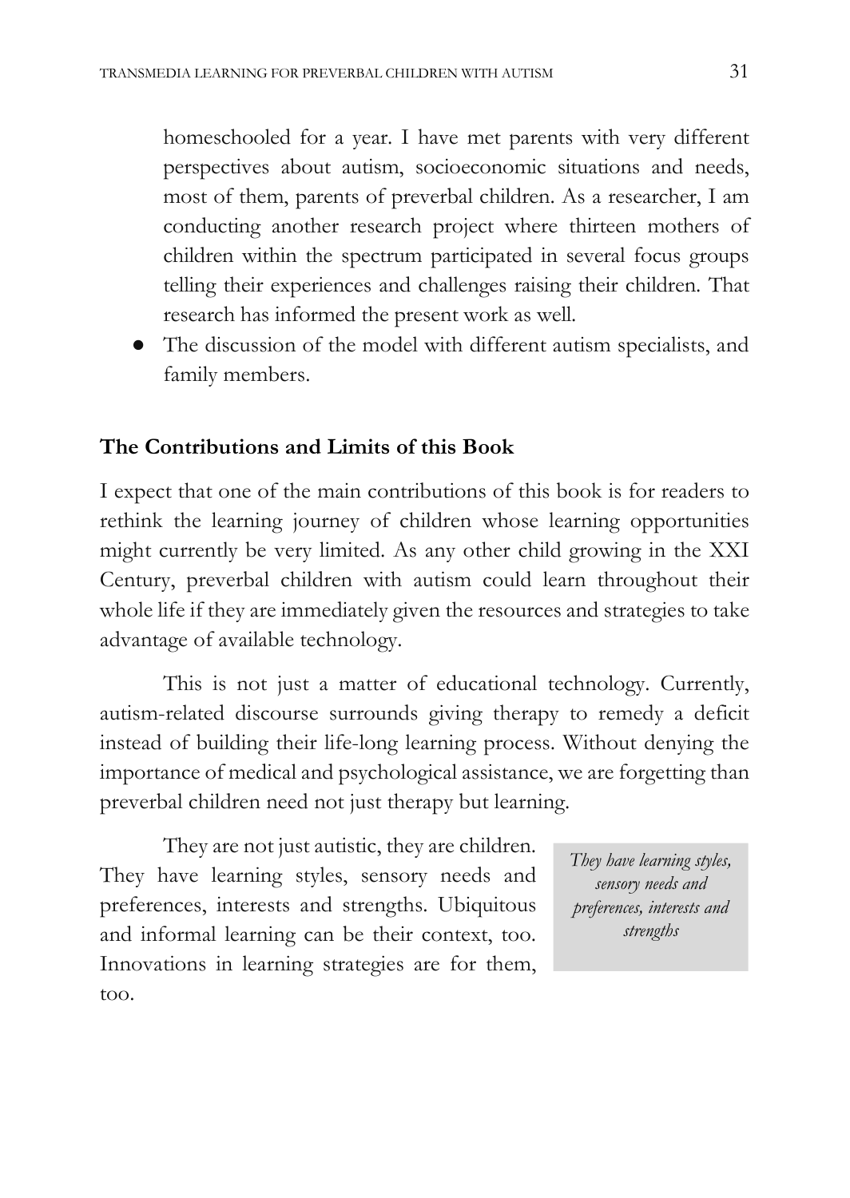homeschooled for a year. I have met parents with very different perspectives about autism, socioeconomic situations and needs, most of them, parents of preverbal children. As a researcher, I am conducting another research project where thirteen mothers of children within the spectrum participated in several focus groups telling their experiences and challenges raising their children. That research has informed the present work as well.

- The discussion of the model with different autism specialists, and family members.

## The Contributions and Limits of this Book

I expect that one of the main contributions of this book is for readers to rethink the learning journey of children whose learning opportunities might currently be very limited. As any other child growing in the XXI Century, preverbal children with autism could learn throughout their whole life if they are immediately given the resources and strategies to take advantage of available technology.

This is not just a matter of educational technology. Currently, autism-related discourse surrounds giving therapy to remedy a deficit instead of building their life-long learning process. Without denying the importance of medical and psychological assistance, we are forgetting than preverbal children need not just therapy but learning.

They are not just autistic, they are children. They have learning styles, sensory needs and preferences, interests and strengths. Ubiquitous and informal learning can be their context, too. Innovations in learning strategies are for them, too.

> *They have learning styles, sensory needs and preferences, interests and strengths*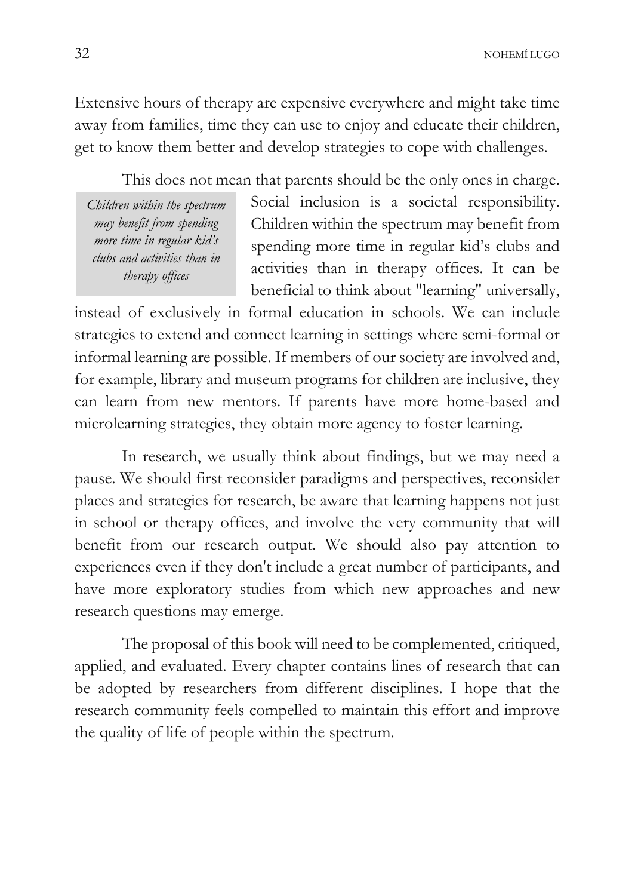Extensive hours of therapy are expensive everywhere and might take time away from families, time they can use to enjoy and educate their children, get to know them better and develop strategies to cope with challenges.

This does not mean that parents should be the only ones in charge. Social inclusion is a societal responsibility. Children within the spectrum may benefit from spending more time in regular kid's clubs and activities than in therapy offices. It can be beneficial to think about "learning" universally, instead of exclusively in formal education in schools. We can include strategies to extend and connect learning in settings where semi-formal or informal learning are possible. If members of our society are involved and, for example, library and museum programs for children are inclusive, they can learn from new mentors. If parents have more home-based and microlearning strategies, they obtain more agency to foster learning.

> *Children within the spectrum may benefit from spending more time in regular kid's clubs and activities than in therapy offices*

In research, we usually think about findings, but we may need a pause. We should first reconsider paradigms and perspectives, reconsider places and strategies for research, be aware that learning happens not just in school or therapy offices, and involve the very community that will benefit from our research output. We should also pay attention to experiences even if they don't include a great number of participants, and have more exploratory studies from which new approaches and new research questions may emerge.

The proposal of this book will need to be complemented, critiqued, applied, and evaluated. Every chapter contains lines of research that can be adopted by researchers from different disciplines. I hope that the research community feels compelled to maintain this effort and improve the quality of life of people within the spectrum.